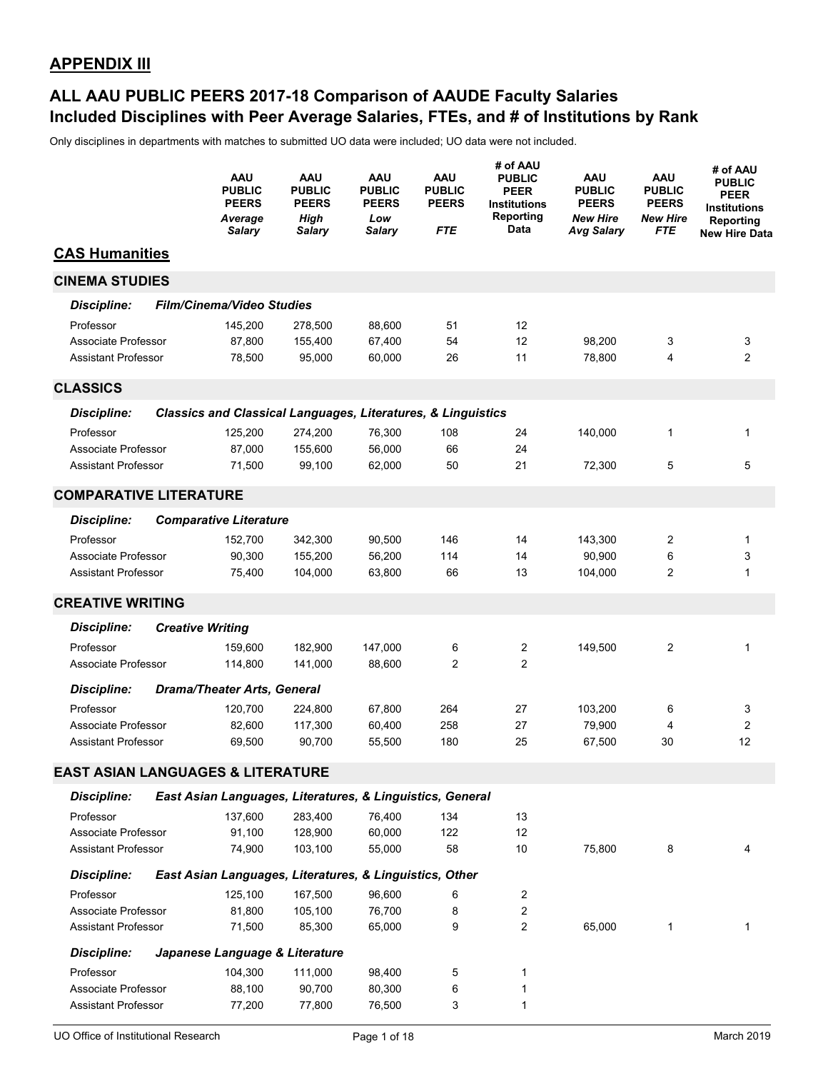## APPENDIX III

## ALL AAU PUBLIC PEERS 2017-18 Comparison of AAUDE Faculty Salaries
## Included Disciplines with Peer Average Salaries, FTEs, and # of Institutions by Rank

Only disciplines in departments with matches to submitted UO data were included; UO data were not included.

| | AAU PUBLIC PEERS *Average Salary* | AAU PUBLIC PEERS *High Salary* | AAU PUBLIC PEERS *Low Salary* | AAU PUBLIC PEERS *FTE* | # of AAU PUBLIC PEER Institutions Reporting Data | AAU PUBLIC PEERS *New Hire Avg Salary* | AAU PUBLIC PEERS *New Hire FTE* | # of AAU PUBLIC PEER Institutions Reporting New Hire Data |
|---|---|---|---|---|---|---|---|---|
| **CAS Humanities** | | | | | | | | |
| **CINEMA STUDIES** | | | | | | | | |
| ***Discipline: Film/Cinema/Video Studies*** | | | | | | | | |
| Professor | 145,200 | 278,500 | 88,600 | 51 | 12 | | | |
| Associate Professor | 87,800 | 155,400 | 67,400 | 54 | 12 | 98,200 | 3 | 3 |
| Assistant Professor | 78,500 | 95,000 | 60,000 | 26 | 11 | 78,800 | 4 | 2 |
| **CLASSICS** | | | | | | | | |
| ***Discipline: Classics and Classical Languages, Literatures, & Linguistics*** | | | | | | | | |
| Professor | 125,200 | 274,200 | 76,300 | 108 | 24 | 140,000 | 1 | 1 |
| Associate Professor | 87,000 | 155,600 | 56,000 | 66 | 24 | | | |
| Assistant Professor | 71,500 | 99,100 | 62,000 | 50 | 21 | 72,300 | 5 | 5 |
| **COMPARATIVE LITERATURE** | | | | | | | | |
| ***Discipline: Comparative Literature*** | | | | | | | | |
| Professor | 152,700 | 342,300 | 90,500 | 146 | 14 | 143,300 | 2 | 1 |
| Associate Professor | 90,300 | 155,200 | 56,200 | 114 | 14 | 90,900 | 6 | 3 |
| Assistant Professor | 75,400 | 104,000 | 63,800 | 66 | 13 | 104,000 | 2 | 1 |
| **CREATIVE WRITING** | | | | | | | | |
| ***Discipline: Creative Writing*** | | | | | | | | |
| Professor | 159,600 | 182,900 | 147,000 | 6 | 2 | 149,500 | 2 | 1 |
| Associate Professor | 114,800 | 141,000 | 88,600 | 2 | 2 | | | |
| ***Discipline: Drama/Theater Arts, General*** | | | | | | | | |
| Professor | 120,700 | 224,800 | 67,800 | 264 | 27 | 103,200 | 6 | 3 |
| Associate Professor | 82,600 | 117,300 | 60,400 | 258 | 27 | 79,900 | 4 | 2 |
| Assistant Professor | 69,500 | 90,700 | 55,500 | 180 | 25 | 67,500 | 30 | 12 |
| **EAST ASIAN LANGUAGES & LITERATURE** | | | | | | | | |
| ***Discipline: East Asian Languages, Literatures, & Linguistics, General*** | | | | | | | | |
| Professor | 137,600 | 283,400 | 76,400 | 134 | 13 | | | |
| Associate Professor | 91,100 | 128,900 | 60,000 | 122 | 12 | | | |
| Assistant Professor | 74,900 | 103,100 | 55,000 | 58 | 10 | 75,800 | 8 | 4 |
| ***Discipline: East Asian Languages, Literatures, & Linguistics, Other*** | | | | | | | | |
| Professor | 125,100 | 167,500 | 96,600 | 6 | 2 | | | |
| Associate Professor | 81,800 | 105,100 | 76,700 | 8 | 2 | | | |
| Assistant Professor | 71,500 | 85,300 | 65,000 | 9 | 2 | 65,000 | 1 | 1 |
| ***Discipline: Japanese Language & Literature*** | | | | | | | | |
| Professor | 104,300 | 111,000 | 98,400 | 5 | 1 | | | |
| Associate Professor | 88,100 | 90,700 | 80,300 | 6 | 1 | | | |
| Assistant Professor | 77,200 | 77,800 | 76,500 | 3 | 1 | | | |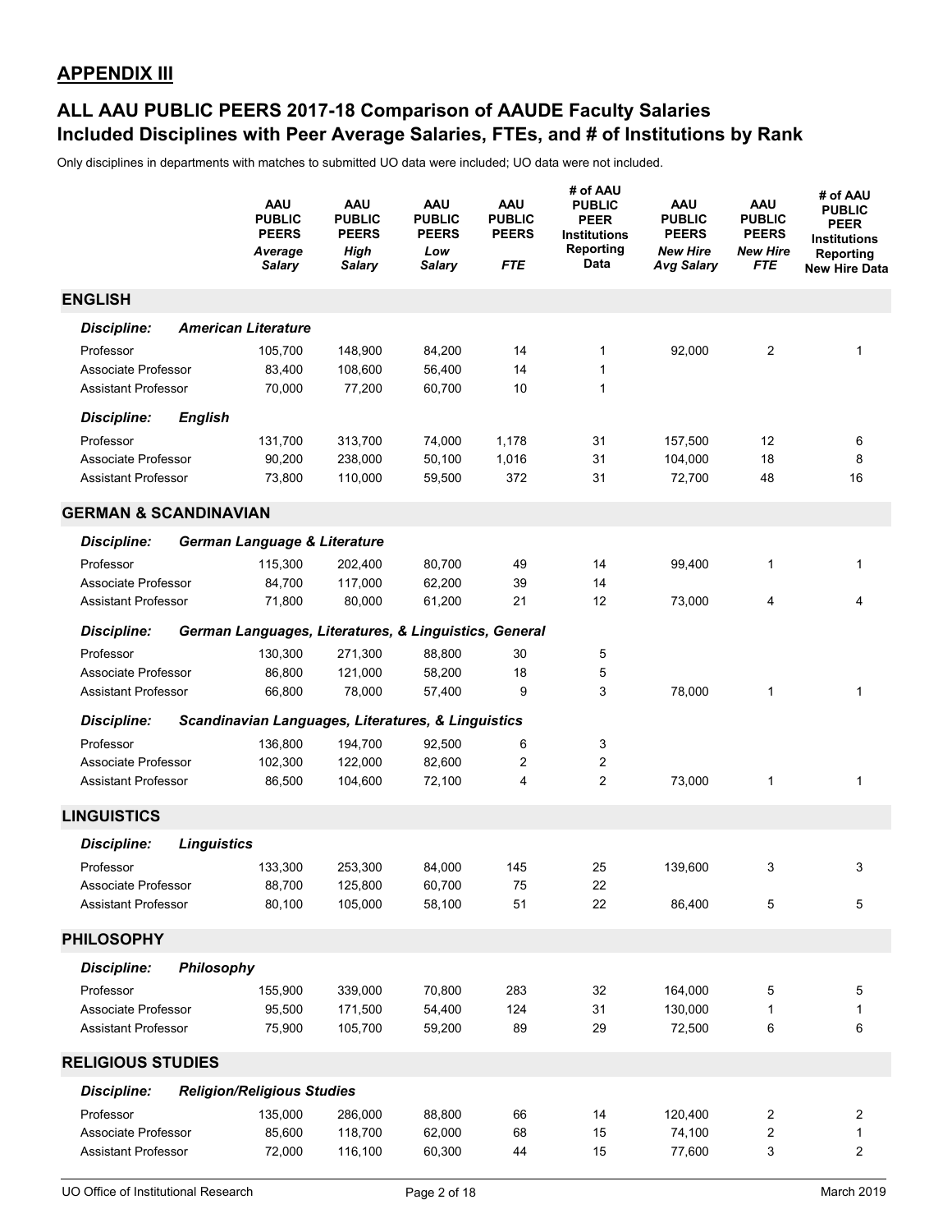## APPENDIX III

## ALL AAU PUBLIC PEERS 2017-18 Comparison of AAUDE Faculty Salaries
## Included Disciplines with Peer Average Salaries, FTEs, and # of Institutions by Rank

Only disciplines in departments with matches to submitted UO data were included; UO data were not included.

| | AAU PUBLIC PEERS *Average Salary* | AAU PUBLIC PEERS *High Salary* | AAU PUBLIC PEERS *Low Salary* | AAU PUBLIC PEERS *FTE* | # of AAU PUBLIC PEER Institutions Reporting Data | AAU PUBLIC PEERS *New Hire Avg Salary* | AAU PUBLIC PEERS *New Hire FTE* | # of AAU PUBLIC PEER Institutions Reporting New Hire Data |
|---|---|---|---|---|---|---|---|---|
| **ENGLISH** | | | | | | | | |
| ***Discipline: American Literature*** | | | | | | | | |
| Professor | 105,700 | 148,900 | 84,200 | 14 | 1 | 92,000 | 2 | 1 |
| Associate Professor | 83,400 | 108,600 | 56,400 | 14 | 1 | | | |
| Assistant Professor | 70,000 | 77,200 | 60,700 | 10 | 1 | | | |
| ***Discipline: English*** | | | | | | | | |
| Professor | 131,700 | 313,700 | 74,000 | 1,178 | 31 | 157,500 | 12 | 6 |
| Associate Professor | 90,200 | 238,000 | 50,100 | 1,016 | 31 | 104,000 | 18 | 8 |
| Assistant Professor | 73,800 | 110,000 | 59,500 | 372 | 31 | 72,700 | 48 | 16 |
| **GERMAN & SCANDINAVIAN** | | | | | | | | |
| ***Discipline: German Language & Literature*** | | | | | | | | |
| Professor | 115,300 | 202,400 | 80,700 | 49 | 14 | 99,400 | 1 | 1 |
| Associate Professor | 84,700 | 117,000 | 62,200 | 39 | 14 | | | |
| Assistant Professor | 71,800 | 80,000 | 61,200 | 21 | 12 | 73,000 | 4 | 4 |
| ***Discipline: German Languages, Literatures, & Linguistics, General*** | | | | | | | | |
| Professor | 130,300 | 271,300 | 88,800 | 30 | 5 | | | |
| Associate Professor | 86,800 | 121,000 | 58,200 | 18 | 5 | | | |
| Assistant Professor | 66,800 | 78,000 | 57,400 | 9 | 3 | 78,000 | 1 | 1 |
| ***Discipline: Scandinavian Languages, Literatures, & Linguistics*** | | | | | | | | |
| Professor | 136,800 | 194,700 | 92,500 | 6 | 3 | | | |
| Associate Professor | 102,300 | 122,000 | 82,600 | 2 | 2 | | | |
| Assistant Professor | 86,500 | 104,600 | 72,100 | 4 | 2 | 73,000 | 1 | 1 |
| **LINGUISTICS** | | | | | | | | |
| ***Discipline: Linguistics*** | | | | | | | | |
| Professor | 133,300 | 253,300 | 84,000 | 145 | 25 | 139,600 | 3 | 3 |
| Associate Professor | 88,700 | 125,800 | 60,700 | 75 | 22 | | | |
| Assistant Professor | 80,100 | 105,000 | 58,100 | 51 | 22 | 86,400 | 5 | 5 |
| **PHILOSOPHY** | | | | | | | | |
| ***Discipline: Philosophy*** | | | | | | | | |
| Professor | 155,900 | 339,000 | 70,800 | 283 | 32 | 164,000 | 5 | 5 |
| Associate Professor | 95,500 | 171,500 | 54,400 | 124 | 31 | 130,000 | 1 | 1 |
| Assistant Professor | 75,900 | 105,700 | 59,200 | 89 | 29 | 72,500 | 6 | 6 |
| **RELIGIOUS STUDIES** | | | | | | | | |
| ***Discipline: Religion/Religious Studies*** | | | | | | | | |
| Professor | 135,000 | 286,000 | 88,800 | 66 | 14 | 120,400 | 2 | 2 |
| Associate Professor | 85,600 | 118,700 | 62,000 | 68 | 15 | 74,100 | 2 | 1 |
| Assistant Professor | 72,000 | 116,100 | 60,300 | 44 | 15 | 77,600 | 3 | 2 |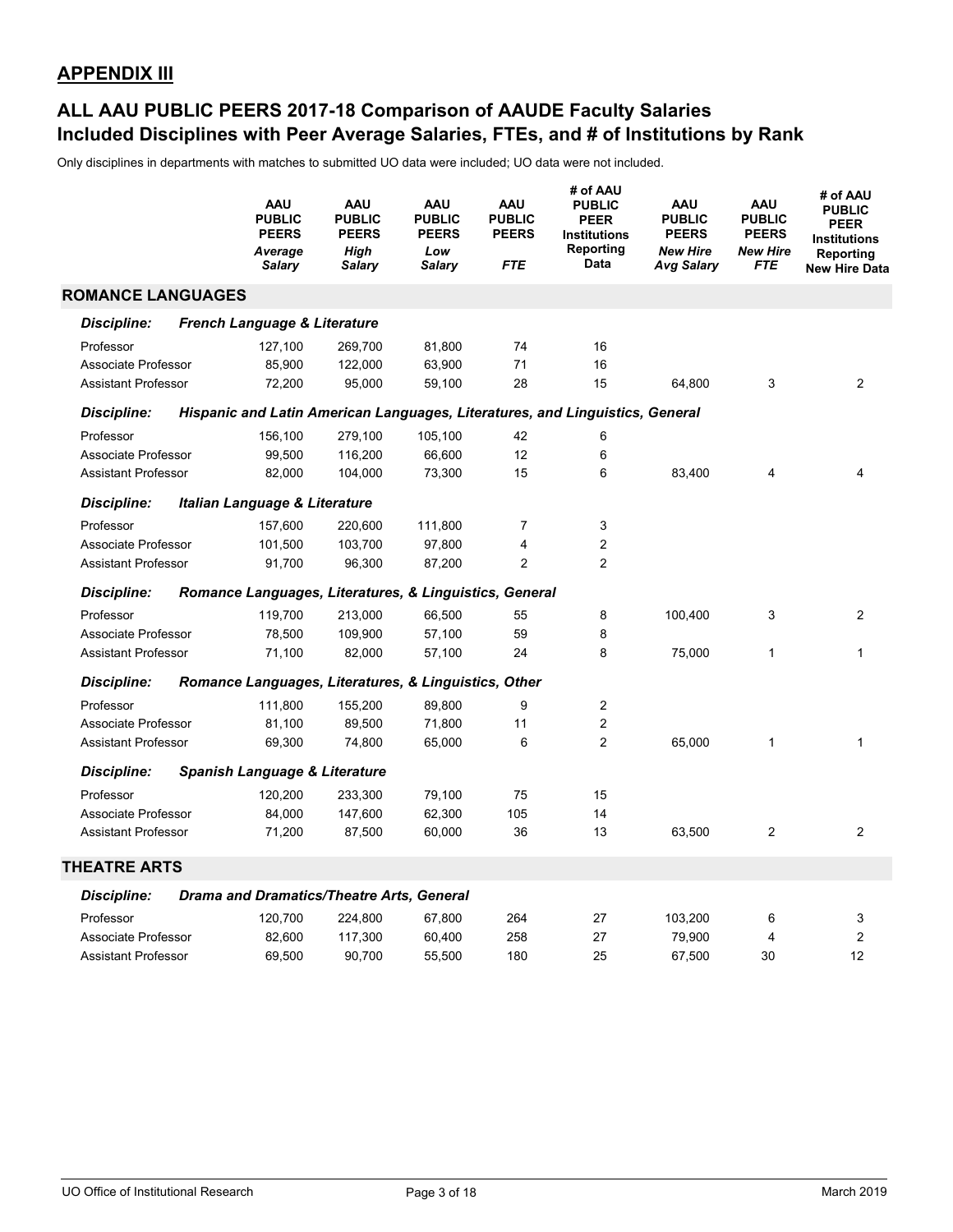## APPENDIX III

## ALL AAU PUBLIC PEERS 2017-18 Comparison of AAUDE Faculty Salaries
## Included Disciplines with Peer Average Salaries, FTEs, and # of Institutions by Rank

Only disciplines in departments with matches to submitted UO data were included; UO data were not included.

| | AAU PUBLIC PEERS *Average Salary* | AAU PUBLIC PEERS *High Salary* | AAU PUBLIC PEERS *Low Salary* | AAU PUBLIC PEERS *FTE* | # of AAU PUBLIC PEER Institutions Reporting Data | AAU PUBLIC PEERS *New Hire Avg Salary* | AAU PUBLIC PEERS *New Hire FTE* | # of AAU PUBLIC PEER Institutions Reporting New Hire Data |
|---|---|---|---|---|---|---|---|---|
| **ROMANCE LANGUAGES** | | | | | | | | |
| ***Discipline: French Language & Literature*** | | | | | | | | |
| Professor | 127,100 | 269,700 | 81,800 | 74 | 16 | | | |
| Associate Professor | 85,900 | 122,000 | 63,900 | 71 | 16 | | | |
| Assistant Professor | 72,200 | 95,000 | 59,100 | 28 | 15 | 64,800 | 3 | 2 |
| ***Discipline: Hispanic and Latin American Languages, Literatures, and Linguistics, General*** | | | | | | | | |
| Professor | 156,100 | 279,100 | 105,100 | 42 | 6 | | | |
| Associate Professor | 99,500 | 116,200 | 66,600 | 12 | 6 | | | |
| Assistant Professor | 82,000 | 104,000 | 73,300 | 15 | 6 | 83,400 | 4 | 4 |
| ***Discipline: Italian Language & Literature*** | | | | | | | | |
| Professor | 157,600 | 220,600 | 111,800 | 7 | 3 | | | |
| Associate Professor | 101,500 | 103,700 | 97,800 | 4 | 2 | | | |
| Assistant Professor | 91,700 | 96,300 | 87,200 | 2 | 2 | | | |
| ***Discipline: Romance Languages, Literatures, & Linguistics, General*** | | | | | | | | |
| Professor | 119,700 | 213,000 | 66,500 | 55 | 8 | 100,400 | 3 | 2 |
| Associate Professor | 78,500 | 109,900 | 57,100 | 59 | 8 | | | |
| Assistant Professor | 71,100 | 82,000 | 57,100 | 24 | 8 | 75,000 | 1 | 1 |
| ***Discipline: Romance Languages, Literatures, & Linguistics, Other*** | | | | | | | | |
| Professor | 111,800 | 155,200 | 89,800 | 9 | 2 | | | |
| Associate Professor | 81,100 | 89,500 | 71,800 | 11 | 2 | | | |
| Assistant Professor | 69,300 | 74,800 | 65,000 | 6 | 2 | 65,000 | 1 | 1 |
| ***Discipline: Spanish Language & Literature*** | | | | | | | | |
| Professor | 120,200 | 233,300 | 79,100 | 75 | 15 | | | |
| Associate Professor | 84,000 | 147,600 | 62,300 | 105 | 14 | | | |
| Assistant Professor | 71,200 | 87,500 | 60,000 | 36 | 13 | 63,500 | 2 | 2 |
| **THEATRE ARTS** | | | | | | | | |
| ***Discipline: Drama and Dramatics/Theatre Arts, General*** | | | | | | | | |
| Professor | 120,700 | 224,800 | 67,800 | 264 | 27 | 103,200 | 6 | 3 |
| Associate Professor | 82,600 | 117,300 | 60,400 | 258 | 27 | 79,900 | 4 | 2 |
| Assistant Professor | 69,500 | 90,700 | 55,500 | 180 | 25 | 67,500 | 30 | 12 |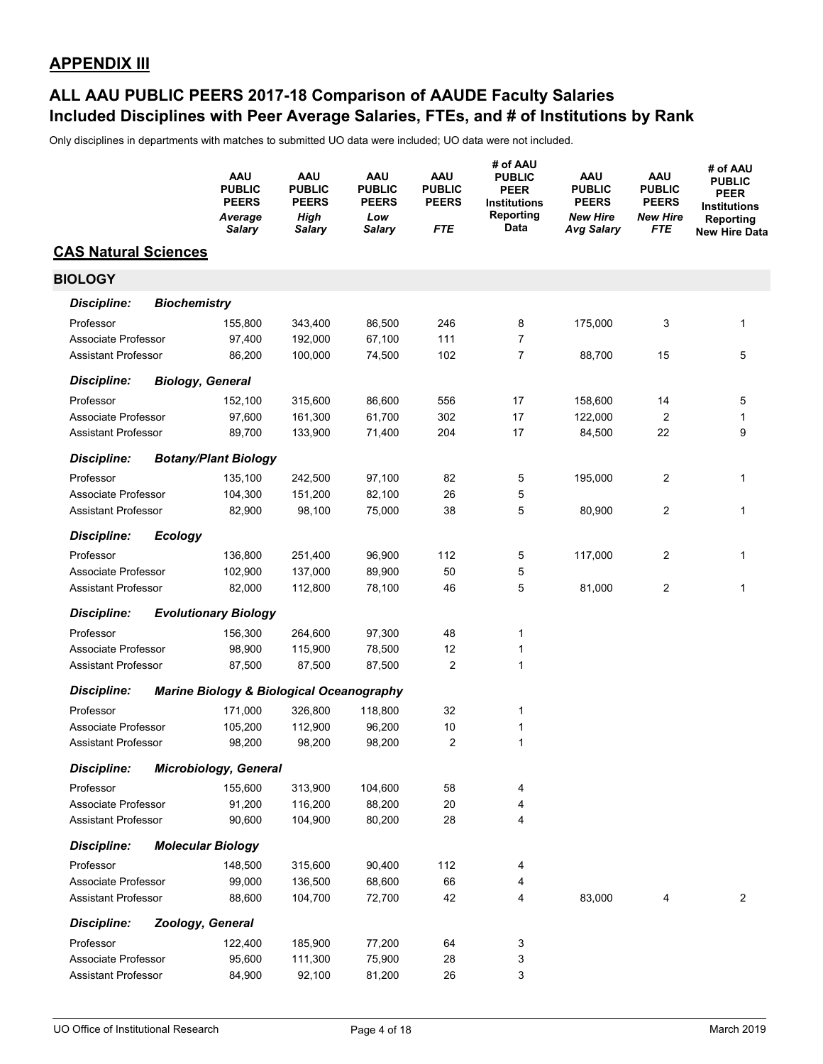## APPENDIX III

## ALL AAU PUBLIC PEERS 2017-18 Comparison of AAUDE Faculty Salaries
## Included Disciplines with Peer Average Salaries, FTEs, and # of Institutions by Rank

Only disciplines in departments with matches to submitted UO data were included; UO data were not included.

| | AAU PUBLIC PEERS *Average Salary* | AAU PUBLIC PEERS *High Salary* | AAU PUBLIC PEERS *Low Salary* | AAU PUBLIC PEERS *FTE* | # of AAU PUBLIC PEER Institutions Reporting Data | AAU PUBLIC PEERS *New Hire Avg Salary* | AAU PUBLIC PEERS *New Hire FTE* | # of AAU PUBLIC PEER Institutions Reporting New Hire Data |
|---|---|---|---|---|---|---|---|---|
| **CAS Natural Sciences** | | | | | | | | |
| **BIOLOGY** | | | | | | | | |
| ***Discipline: Biochemistry*** | | | | | | | | |
| Professor | 155,800 | 343,400 | 86,500 | 246 | 8 | 175,000 | 3 | 1 |
| Associate Professor | 97,400 | 192,000 | 67,100 | 111 | 7 | | | |
| Assistant Professor | 86,200 | 100,000 | 74,500 | 102 | 7 | 88,700 | 15 | 5 |
| ***Discipline: Biology, General*** | | | | | | | | |
| Professor | 152,100 | 315,600 | 86,600 | 556 | 17 | 158,600 | 14 | 5 |
| Associate Professor | 97,600 | 161,300 | 61,700 | 302 | 17 | 122,000 | 2 | 1 |
| Assistant Professor | 89,700 | 133,900 | 71,400 | 204 | 17 | 84,500 | 22 | 9 |
| ***Discipline: Botany/Plant Biology*** | | | | | | | | |
| Professor | 135,100 | 242,500 | 97,100 | 82 | 5 | 195,000 | 2 | 1 |
| Associate Professor | 104,300 | 151,200 | 82,100 | 26 | 5 | | | |
| Assistant Professor | 82,900 | 98,100 | 75,000 | 38 | 5 | 80,900 | 2 | 1 |
| ***Discipline: Ecology*** | | | | | | | | |
| Professor | 136,800 | 251,400 | 96,900 | 112 | 5 | 117,000 | 2 | 1 |
| Associate Professor | 102,900 | 137,000 | 89,900 | 50 | 5 | | | |
| Assistant Professor | 82,000 | 112,800 | 78,100 | 46 | 5 | 81,000 | 2 | 1 |
| ***Discipline: Evolutionary Biology*** | | | | | | | | |
| Professor | 156,300 | 264,600 | 97,300 | 48 | 1 | | | |
| Associate Professor | 98,900 | 115,900 | 78,500 | 12 | 1 | | | |
| Assistant Professor | 87,500 | 87,500 | 87,500 | 2 | 1 | | | |
| ***Discipline: Marine Biology & Biological Oceanography*** | | | | | | | | |
| Professor | 171,000 | 326,800 | 118,800 | 32 | 1 | | | |
| Associate Professor | 105,200 | 112,900 | 96,200 | 10 | 1 | | | |
| Assistant Professor | 98,200 | 98,200 | 98,200 | 2 | 1 | | | |
| ***Discipline: Microbiology, General*** | | | | | | | | |
| Professor | 155,600 | 313,900 | 104,600 | 58 | 4 | | | |
| Associate Professor | 91,200 | 116,200 | 88,200 | 20 | 4 | | | |
| Assistant Professor | 90,600 | 104,900 | 80,200 | 28 | 4 | | | |
| ***Discipline: Molecular Biology*** | | | | | | | | |
| Professor | 148,500 | 315,600 | 90,400 | 112 | 4 | | | |
| Associate Professor | 99,000 | 136,500 | 68,600 | 66 | 4 | | | |
| Assistant Professor | 88,600 | 104,700 | 72,700 | 42 | 4 | 83,000 | 4 | 2 |
| ***Discipline: Zoology, General*** | | | | | | | | |
| Professor | 122,400 | 185,900 | 77,200 | 64 | 3 | | | |
| Associate Professor | 95,600 | 111,300 | 75,900 | 28 | 3 | | | |
| Assistant Professor | 84,900 | 92,100 | 81,200 | 26 | 3 | | | |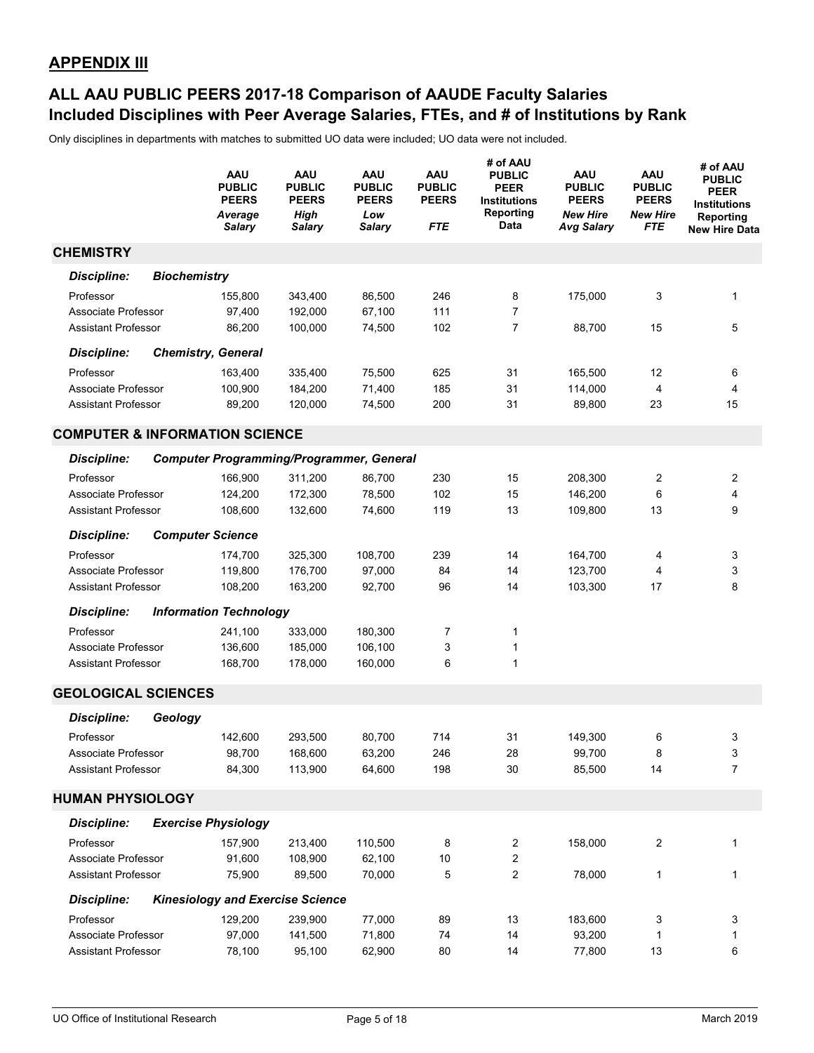## APPENDIX III

## ALL AAU PUBLIC PEERS 2017-18 Comparison of AAUDE Faculty Salaries
## Included Disciplines with Peer Average Salaries, FTEs, and # of Institutions by Rank

Only disciplines in departments with matches to submitted UO data were included; UO data were not included.

| | AAU PUBLIC PEERS *Average Salary* | AAU PUBLIC PEERS *High Salary* | AAU PUBLIC PEERS *Low Salary* | AAU PUBLIC PEERS *FTE* | # of AAU PUBLIC PEER Institutions Reporting Data | AAU PUBLIC PEERS *New Hire Avg Salary* | AAU PUBLIC PEERS *New Hire FTE* | # of AAU PUBLIC PEER Institutions Reporting New Hire Data |
|---|---|---|---|---|---|---|---|---|
| **CHEMISTRY** | | | | | | | | |
| ***Discipline: Biochemistry*** | | | | | | | | |
| Professor | 155,800 | 343,400 | 86,500 | 246 | 8 | 175,000 | 3 | 1 |
| Associate Professor | 97,400 | 192,000 | 67,100 | 111 | 7 | | | |
| Assistant Professor | 86,200 | 100,000 | 74,500 | 102 | 7 | 88,700 | 15 | 5 |
| ***Discipline: Chemistry, General*** | | | | | | | | |
| Professor | 163,400 | 335,400 | 75,500 | 625 | 31 | 165,500 | 12 | 6 |
| Associate Professor | 100,900 | 184,200 | 71,400 | 185 | 31 | 114,000 | 4 | 4 |
| Assistant Professor | 89,200 | 120,000 | 74,500 | 200 | 31 | 89,800 | 23 | 15 |
| **COMPUTER & INFORMATION SCIENCE** | | | | | | | | |
| ***Discipline: Computer Programming/Programmer, General*** | | | | | | | | |
| Professor | 166,900 | 311,200 | 86,700 | 230 | 15 | 208,300 | 2 | 2 |
| Associate Professor | 124,200 | 172,300 | 78,500 | 102 | 15 | 146,200 | 6 | 4 |
| Assistant Professor | 108,600 | 132,600 | 74,600 | 119 | 13 | 109,800 | 13 | 9 |
| ***Discipline: Computer Science*** | | | | | | | | |
| Professor | 174,700 | 325,300 | 108,700 | 239 | 14 | 164,700 | 4 | 3 |
| Associate Professor | 119,800 | 176,700 | 97,000 | 84 | 14 | 123,700 | 4 | 3 |
| Assistant Professor | 108,200 | 163,200 | 92,700 | 96 | 14 | 103,300 | 17 | 8 |
| ***Discipline: Information Technology*** | | | | | | | | |
| Professor | 241,100 | 333,000 | 180,300 | 7 | 1 | | | |
| Associate Professor | 136,600 | 185,000 | 106,100 | 3 | 1 | | | |
| Assistant Professor | 168,700 | 178,000 | 160,000 | 6 | 1 | | | |
| **GEOLOGICAL SCIENCES** | | | | | | | | |
| ***Discipline: Geology*** | | | | | | | | |
| Professor | 142,600 | 293,500 | 80,700 | 714 | 31 | 149,300 | 6 | 3 |
| Associate Professor | 98,700 | 168,600 | 63,200 | 246 | 28 | 99,700 | 8 | 3 |
| Assistant Professor | 84,300 | 113,900 | 64,600 | 198 | 30 | 85,500 | 14 | 7 |
| **HUMAN PHYSIOLOGY** | | | | | | | | |
| ***Discipline: Exercise Physiology*** | | | | | | | | |
| Professor | 157,900 | 213,400 | 110,500 | 8 | 2 | 158,000 | 2 | 1 |
| Associate Professor | 91,600 | 108,900 | 62,100 | 10 | 2 | | | |
| Assistant Professor | 75,900 | 89,500 | 70,000 | 5 | 2 | 78,000 | 1 | 1 |
| ***Discipline: Kinesiology and Exercise Science*** | | | | | | | | |
| Professor | 129,200 | 239,900 | 77,000 | 89 | 13 | 183,600 | 3 | 3 |
| Associate Professor | 97,000 | 141,500 | 71,800 | 74 | 14 | 93,200 | 1 | 1 |
| Assistant Professor | 78,100 | 95,100 | 62,900 | 80 | 14 | 77,800 | 13 | 6 |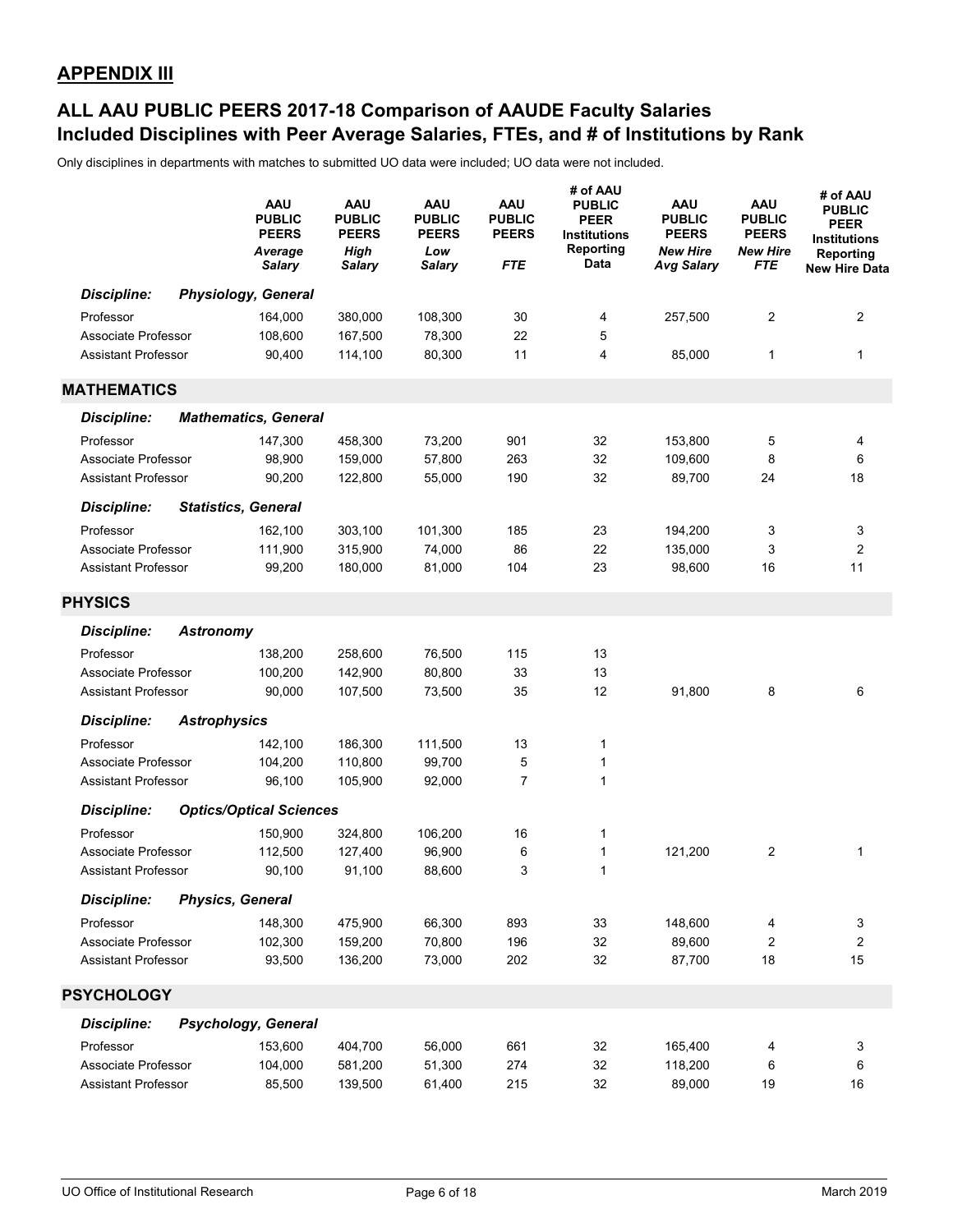## APPENDIX III

## ALL AAU PUBLIC PEERS 2017-18 Comparison of AAUDE Faculty Salaries
## Included Disciplines with Peer Average Salaries, FTEs, and # of Institutions by Rank

Only disciplines in departments with matches to submitted UO data were included; UO data were not included.

| | AAU PUBLIC PEERS *Average Salary* | AAU PUBLIC PEERS *High Salary* | AAU PUBLIC PEERS *Low Salary* | AAU PUBLIC PEERS *FTE* | # of AAU PUBLIC PEER Institutions Reporting Data | AAU PUBLIC PEERS *New Hire Avg Salary* | AAU PUBLIC PEERS *New Hire FTE* | # of AAU PUBLIC PEER Institutions Reporting New Hire Data |
|---|---|---|---|---|---|---|---|---|
| ***Discipline: Physiology, General*** | | | | | | | | |
| Professor | 164,000 | 380,000 | 108,300 | 30 | 4 | 257,500 | 2 | 2 |
| Associate Professor | 108,600 | 167,500 | 78,300 | 22 | 5 | | | |
| Assistant Professor | 90,400 | 114,100 | 80,300 | 11 | 4 | 85,000 | 1 | 1 |
| **MATHEMATICS** | | | | | | | | |
| ***Discipline: Mathematics, General*** | | | | | | | | |
| Professor | 147,300 | 458,300 | 73,200 | 901 | 32 | 153,800 | 5 | 4 |
| Associate Professor | 98,900 | 159,000 | 57,800 | 263 | 32 | 109,600 | 8 | 6 |
| Assistant Professor | 90,200 | 122,800 | 55,000 | 190 | 32 | 89,700 | 24 | 18 |
| ***Discipline: Statistics, General*** | | | | | | | | |
| Professor | 162,100 | 303,100 | 101,300 | 185 | 23 | 194,200 | 3 | 3 |
| Associate Professor | 111,900 | 315,900 | 74,000 | 86 | 22 | 135,000 | 3 | 2 |
| Assistant Professor | 99,200 | 180,000 | 81,000 | 104 | 23 | 98,600 | 16 | 11 |
| **PHYSICS** | | | | | | | | |
| ***Discipline: Astronomy*** | | | | | | | | |
| Professor | 138,200 | 258,600 | 76,500 | 115 | 13 | | | |
| Associate Professor | 100,200 | 142,900 | 80,800 | 33 | 13 | | | |
| Assistant Professor | 90,000 | 107,500 | 73,500 | 35 | 12 | 91,800 | 8 | 6 |
| ***Discipline: Astrophysics*** | | | | | | | | |
| Professor | 142,100 | 186,300 | 111,500 | 13 | 1 | | | |
| Associate Professor | 104,200 | 110,800 | 99,700 | 5 | 1 | | | |
| Assistant Professor | 96,100 | 105,900 | 92,000 | 7 | 1 | | | |
| ***Discipline: Optics/Optical Sciences*** | | | | | | | | |
| Professor | 150,900 | 324,800 | 106,200 | 16 | 1 | | | |
| Associate Professor | 112,500 | 127,400 | 96,900 | 6 | 1 | 121,200 | 2 | 1 |
| Assistant Professor | 90,100 | 91,100 | 88,600 | 3 | 1 | | | |
| ***Discipline: Physics, General*** | | | | | | | | |
| Professor | 148,300 | 475,900 | 66,300 | 893 | 33 | 148,600 | 4 | 3 |
| Associate Professor | 102,300 | 159,200 | 70,800 | 196 | 32 | 89,600 | 2 | 2 |
| Assistant Professor | 93,500 | 136,200 | 73,000 | 202 | 32 | 87,700 | 18 | 15 |
| **PSYCHOLOGY** | | | | | | | | |
| ***Discipline: Psychology, General*** | | | | | | | | |
| Professor | 153,600 | 404,700 | 56,000 | 661 | 32 | 165,400 | 4 | 3 |
| Associate Professor | 104,000 | 581,200 | 51,300 | 274 | 32 | 118,200 | 6 | 6 |
| Assistant Professor | 85,500 | 139,500 | 61,400 | 215 | 32 | 89,000 | 19 | 16 |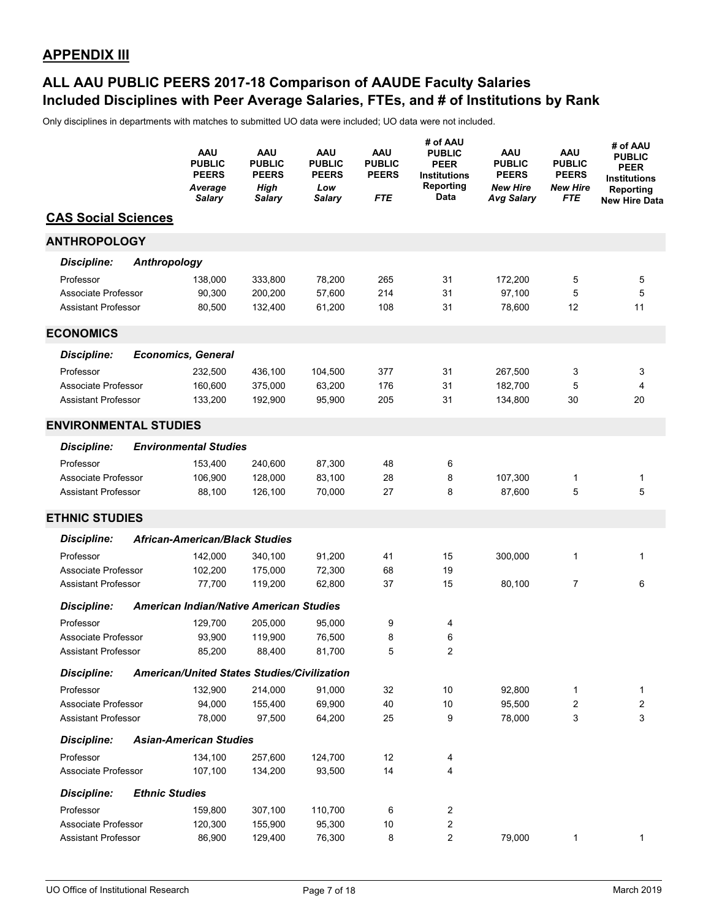## APPENDIX III

## ALL AAU PUBLIC PEERS 2017-18 Comparison of AAUDE Faculty Salaries Included Disciplines with Peer Average Salaries, FTEs, and # of Institutions by Rank

Only disciplines in departments with matches to submitted UO data were included; UO data were not included.

| | AAU PUBLIC PEERS *Average Salary* | AAU PUBLIC PEERS *High Salary* | AAU PUBLIC PEERS *Low Salary* | AAU PUBLIC PEERS *FTE* | # of AAU PUBLIC PEER Institutions Reporting Data | AAU PUBLIC PEERS *New Hire Avg Salary* | AAU PUBLIC PEERS *New Hire FTE* | # of AAU PUBLIC PEER Institutions Reporting New Hire Data |
|---|---|---|---|---|---|---|---|---|
| **CAS Social Sciences** | | | | | | | | |
| **ANTHROPOLOGY** | | | | | | | | |
| ***Discipline: Anthropology*** | | | | | | | | |
| Professor | 138,000 | 333,800 | 78,200 | 265 | 31 | 172,200 | 5 | 5 |
| Associate Professor | 90,300 | 200,200 | 57,600 | 214 | 31 | 97,100 | 5 | 5 |
| Assistant Professor | 80,500 | 132,400 | 61,200 | 108 | 31 | 78,600 | 12 | 11 |
| **ECONOMICS** | | | | | | | | |
| ***Discipline: Economics, General*** | | | | | | | | |
| Professor | 232,500 | 436,100 | 104,500 | 377 | 31 | 267,500 | 3 | 3 |
| Associate Professor | 160,600 | 375,000 | 63,200 | 176 | 31 | 182,700 | 5 | 4 |
| Assistant Professor | 133,200 | 192,900 | 95,900 | 205 | 31 | 134,800 | 30 | 20 |
| **ENVIRONMENTAL STUDIES** | | | | | | | | |
| ***Discipline: Environmental Studies*** | | | | | | | | |
| Professor | 153,400 | 240,600 | 87,300 | 48 | 6 | | | |
| Associate Professor | 106,900 | 128,000 | 83,100 | 28 | 8 | 107,300 | 1 | 1 |
| Assistant Professor | 88,100 | 126,100 | 70,000 | 27 | 8 | 87,600 | 5 | 5 |
| **ETHNIC STUDIES** | | | | | | | | |
| ***Discipline: African-American/Black Studies*** | | | | | | | | |
| Professor | 142,000 | 340,100 | 91,200 | 41 | 15 | 300,000 | 1 | 1 |
| Associate Professor | 102,200 | 175,000 | 72,300 | 68 | 19 | | | |
| Assistant Professor | 77,700 | 119,200 | 62,800 | 37 | 15 | 80,100 | 7 | 6 |
| ***Discipline: American Indian/Native American Studies*** | | | | | | | | |
| Professor | 129,700 | 205,000 | 95,000 | 9 | 4 | | | |
| Associate Professor | 93,900 | 119,900 | 76,500 | 8 | 6 | | | |
| Assistant Professor | 85,200 | 88,400 | 81,700 | 5 | 2 | | | |
| ***Discipline: American/United States Studies/Civilization*** | | | | | | | | |
| Professor | 132,900 | 214,000 | 91,000 | 32 | 10 | 92,800 | 1 | 1 |
| Associate Professor | 94,000 | 155,400 | 69,900 | 40 | 10 | 95,500 | 2 | 2 |
| Assistant Professor | 78,000 | 97,500 | 64,200 | 25 | 9 | 78,000 | 3 | 3 |
| ***Discipline: Asian-American Studies*** | | | | | | | | |
| Professor | 134,100 | 257,600 | 124,700 | 12 | 4 | | | |
| Associate Professor | 107,100 | 134,200 | 93,500 | 14 | 4 | | | |
| ***Discipline: Ethnic Studies*** | | | | | | | | |
| Professor | 159,800 | 307,100 | 110,700 | 6 | 2 | | | |
| Associate Professor | 120,300 | 155,900 | 95,300 | 10 | 2 | | | |
| Assistant Professor | 86,900 | 129,400 | 76,300 | 8 | 2 | 79,000 | 1 | 1 |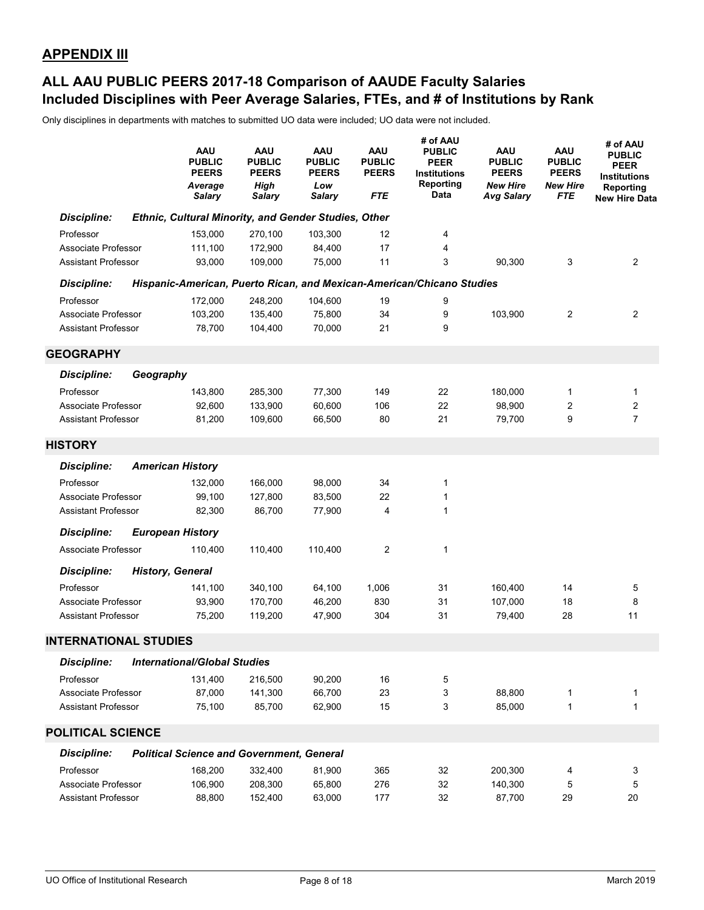## APPENDIX III

## ALL AAU PUBLIC PEERS 2017-18 Comparison of AAUDE Faculty Salaries
## Included Disciplines with Peer Average Salaries, FTEs, and # of Institutions by Rank

Only disciplines in departments with matches to submitted UO data were included; UO data were not included.

| | AAU PUBLIC PEERS *Average Salary* | AAU PUBLIC PEERS *High Salary* | AAU PUBLIC PEERS *Low Salary* | AAU PUBLIC PEERS *FTE* | # of AAU PUBLIC PEER Institutions Reporting Data | AAU PUBLIC PEERS *New Hire Avg Salary* | AAU PUBLIC PEERS *New Hire FTE* | # of AAU PUBLIC PEER Institutions Reporting New Hire Data |
|---|---|---|---|---|---|---|---|---|
| ***Discipline: Ethnic, Cultural Minority, and Gender Studies, Other*** | | | | | | | | |
| Professor | 153,000 | 270,100 | 103,300 | 12 | 4 | | | |
| Associate Professor | 111,100 | 172,900 | 84,400 | 17 | 4 | | | |
| Assistant Professor | 93,000 | 109,000 | 75,000 | 11 | 3 | 90,300 | 3 | 2 |
| ***Discipline: Hispanic-American, Puerto Rican, and Mexican-American/Chicano Studies*** | | | | | | | | |
| Professor | 172,000 | 248,200 | 104,600 | 19 | 9 | | | |
| Associate Professor | 103,200 | 135,400 | 75,800 | 34 | 9 | 103,900 | 2 | 2 |
| Assistant Professor | 78,700 | 104,400 | 70,000 | 21 | 9 | | | |
| **GEOGRAPHY** | | | | | | | | |
| ***Discipline: Geography*** | | | | | | | | |
| Professor | 143,800 | 285,300 | 77,300 | 149 | 22 | 180,000 | 1 | 1 |
| Associate Professor | 92,600 | 133,900 | 60,600 | 106 | 22 | 98,900 | 2 | 2 |
| Assistant Professor | 81,200 | 109,600 | 66,500 | 80 | 21 | 79,700 | 9 | 7 |
| **HISTORY** | | | | | | | | |
| ***Discipline: American History*** | | | | | | | | |
| Professor | 132,000 | 166,000 | 98,000 | 34 | 1 | | | |
| Associate Professor | 99,100 | 127,800 | 83,500 | 22 | 1 | | | |
| Assistant Professor | 82,300 | 86,700 | 77,900 | 4 | 1 | | | |
| ***Discipline: European History*** | | | | | | | | |
| Associate Professor | 110,400 | 110,400 | 110,400 | 2 | 1 | | | |
| ***Discipline: History, General*** | | | | | | | | |
| Professor | 141,100 | 340,100 | 64,100 | 1,006 | 31 | 160,400 | 14 | 5 |
| Associate Professor | 93,900 | 170,700 | 46,200 | 830 | 31 | 107,000 | 18 | 8 |
| Assistant Professor | 75,200 | 119,200 | 47,900 | 304 | 31 | 79,400 | 28 | 11 |
| **INTERNATIONAL STUDIES** | | | | | | | | |
| ***Discipline: International/Global Studies*** | | | | | | | | |
| Professor | 131,400 | 216,500 | 90,200 | 16 | 5 | | | |
| Associate Professor | 87,000 | 141,300 | 66,700 | 23 | 3 | 88,800 | 1 | 1 |
| Assistant Professor | 75,100 | 85,700 | 62,900 | 15 | 3 | 85,000 | 1 | 1 |
| **POLITICAL SCIENCE** | | | | | | | | |
| ***Discipline: Political Science and Government, General*** | | | | | | | | |
| Professor | 168,200 | 332,400 | 81,900 | 365 | 32 | 200,300 | 4 | 3 |
| Associate Professor | 106,900 | 208,300 | 65,800 | 276 | 32 | 140,300 | 5 | 5 |
| Assistant Professor | 88,800 | 152,400 | 63,000 | 177 | 32 | 87,700 | 29 | 20 |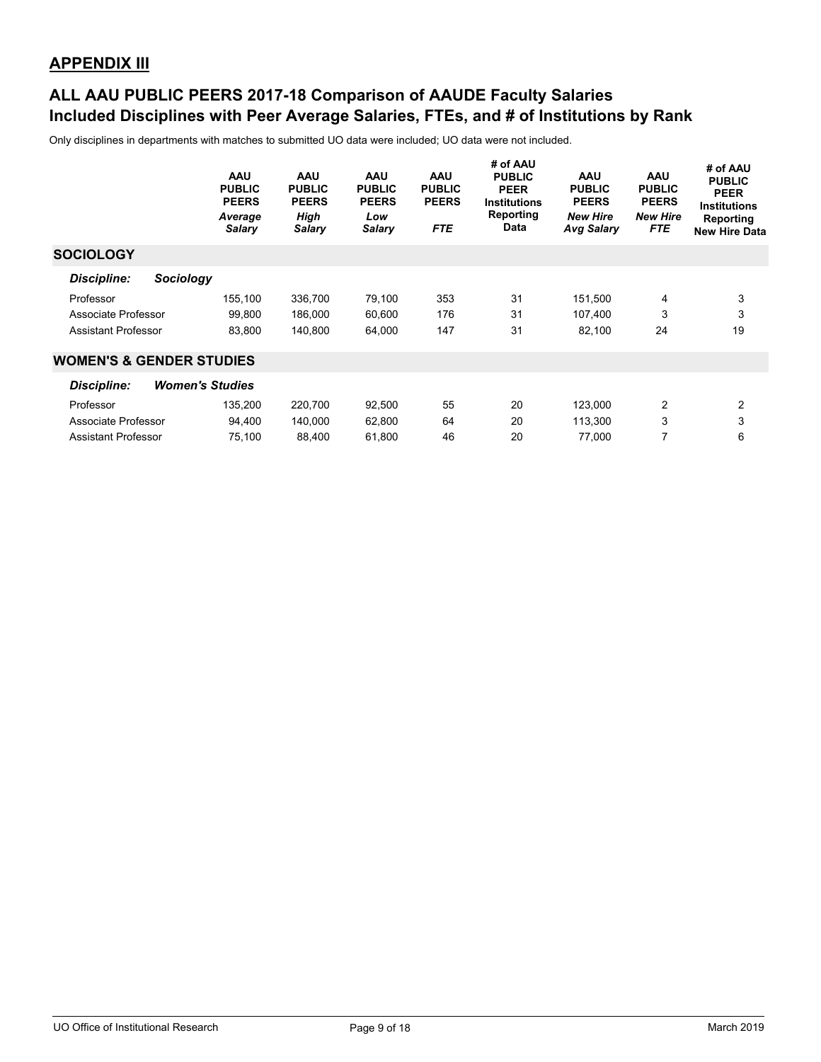## APPENDIX III

## ALL AAU PUBLIC PEERS 2017-18 Comparison of AAUDE Faculty Salaries
## Included Disciplines with Peer Average Salaries, FTEs, and # of Institutions by Rank

Only disciplines in departments with matches to submitted UO data were included; UO data were not included.

| | AAU PUBLIC PEERS *Average Salary* | AAU PUBLIC PEERS *High Salary* | AAU PUBLIC PEERS *Low Salary* | AAU PUBLIC PEERS *FTE* | # of AAU PUBLIC PEER Institutions Reporting Data | AAU PUBLIC PEERS *New Hire Avg Salary* | AAU PUBLIC PEERS *New Hire FTE* | # of AAU PUBLIC PEER Institutions Reporting New Hire Data |
|---|---|---|---|---|---|---|---|---|
| **SOCIOLOGY** | | | | | | | | |
| ***Discipline: Sociology*** | | | | | | | | |
| Professor | 155,100 | 336,700 | 79,100 | 353 | 31 | 151,500 | 4 | 3 |
| Associate Professor | 99,800 | 186,000 | 60,600 | 176 | 31 | 107,400 | 3 | 3 |
| Assistant Professor | 83,800 | 140,800 | 64,000 | 147 | 31 | 82,100 | 24 | 19 |
| **WOMEN'S & GENDER STUDIES** | | | | | | | | |
| ***Discipline: Women's Studies*** | | | | | | | | |
| Professor | 135,200 | 220,700 | 92,500 | 55 | 20 | 123,000 | 2 | 2 |
| Associate Professor | 94,400 | 140,000 | 62,800 | 64 | 20 | 113,300 | 3 | 3 |
| Assistant Professor | 75,100 | 88,400 | 61,800 | 46 | 20 | 77,000 | 7 | 6 |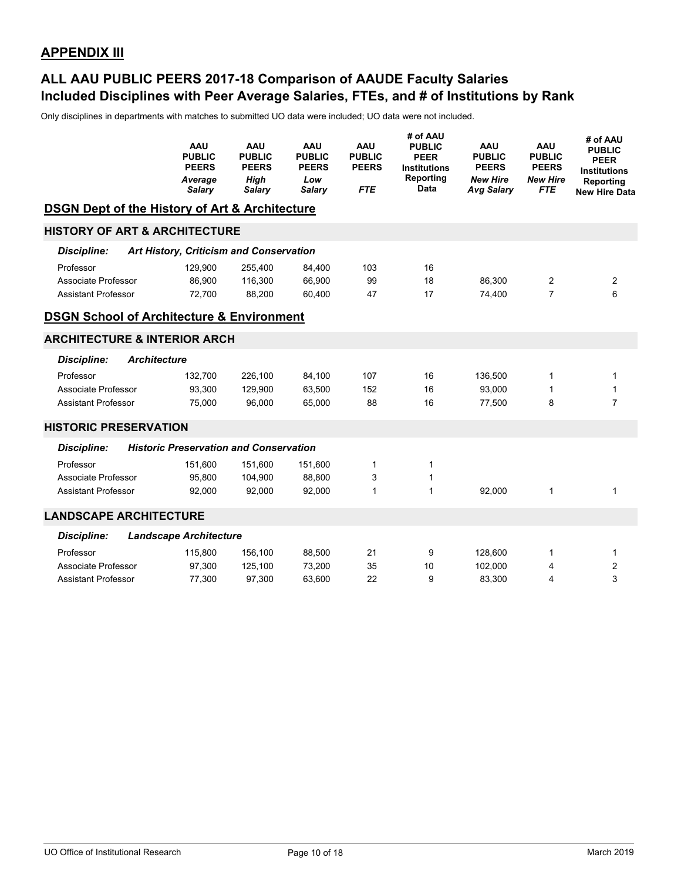## APPENDIX III

## ALL AAU PUBLIC PEERS 2017-18 Comparison of AAUDE Faculty Salaries
## Included Disciplines with Peer Average Salaries, FTEs, and # of Institutions by Rank

Only disciplines in departments with matches to submitted UO data were included; UO data were not included.

| | AAU PUBLIC PEERS *Average Salary* | AAU PUBLIC PEERS *High Salary* | AAU PUBLIC PEERS *Low Salary* | AAU PUBLIC PEERS *FTE* | # of AAU PUBLIC PEER Institutions Reporting Data | AAU PUBLIC PEERS *New Hire Avg Salary* | AAU PUBLIC PEERS *New Hire FTE* | # of AAU PUBLIC PEER Institutions Reporting New Hire Data |
|---|---|---|---|---|---|---|---|---|
| **DSGN Dept of the History of Art & Architecture** | | | | | | | | |
| **HISTORY OF ART & ARCHITECTURE** | | | | | | | | |
| ***Discipline: Art History, Criticism and Conservation*** | | | | | | | | |
| Professor | 129,900 | 255,400 | 84,400 | 103 | 16 | | | |
| Associate Professor | 86,900 | 116,300 | 66,900 | 99 | 18 | 86,300 | 2 | 2 |
| Assistant Professor | 72,700 | 88,200 | 60,400 | 47 | 17 | 74,400 | 7 | 6 |
| **DSGN School of Architecture & Environment** | | | | | | | | |
| **ARCHITECTURE & INTERIOR ARCH** | | | | | | | | |
| ***Discipline: Architecture*** | | | | | | | | |
| Professor | 132,700 | 226,100 | 84,100 | 107 | 16 | 136,500 | 1 | 1 |
| Associate Professor | 93,300 | 129,900 | 63,500 | 152 | 16 | 93,000 | 1 | 1 |
| Assistant Professor | 75,000 | 96,000 | 65,000 | 88 | 16 | 77,500 | 8 | 7 |
| **HISTORIC PRESERVATION** | | | | | | | | |
| ***Discipline: Historic Preservation and Conservation*** | | | | | | | | |
| Professor | 151,600 | 151,600 | 151,600 | 1 | 1 | | | |
| Associate Professor | 95,800 | 104,900 | 88,800 | 3 | 1 | | | |
| Assistant Professor | 92,000 | 92,000 | 92,000 | 1 | 1 | 92,000 | 1 | 1 |
| **LANDSCAPE ARCHITECTURE** | | | | | | | | |
| ***Discipline: Landscape Architecture*** | | | | | | | | |
| Professor | 115,800 | 156,100 | 88,500 | 21 | 9 | 128,600 | 1 | 1 |
| Associate Professor | 97,300 | 125,100 | 73,200 | 35 | 10 | 102,000 | 4 | 2 |
| Assistant Professor | 77,300 | 97,300 | 63,600 | 22 | 9 | 83,300 | 4 | 3 |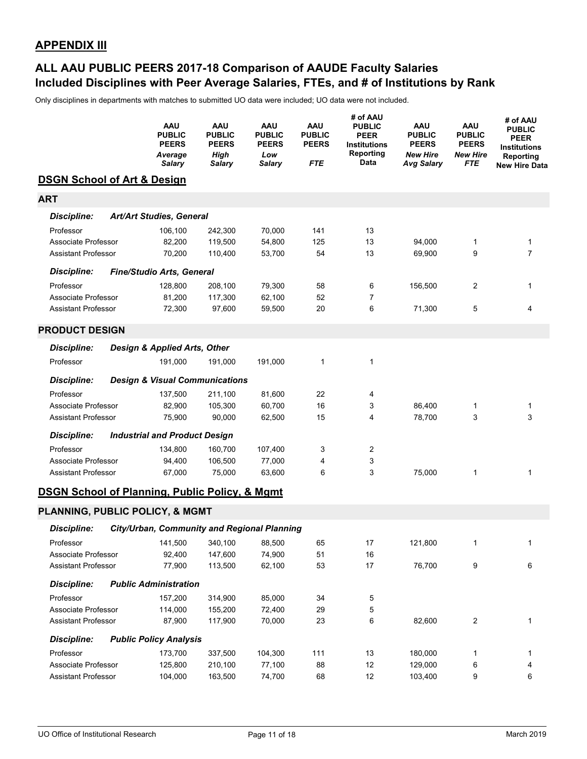## APPENDIX III

## ALL AAU PUBLIC PEERS 2017-18 Comparison of AAUDE Faculty Salaries
## Included Disciplines with Peer Average Salaries, FTEs, and # of Institutions by Rank

Only disciplines in departments with matches to submitted UO data were included; UO data were not included.

| | AAU PUBLIC PEERS *Average Salary* | AAU PUBLIC PEERS *High Salary* | AAU PUBLIC PEERS *Low Salary* | AAU PUBLIC PEERS *FTE* | # of AAU PUBLIC PEER Institutions Reporting Data | AAU PUBLIC PEERS *New Hire Avg Salary* | AAU PUBLIC PEERS *New Hire FTE* | # of AAU PUBLIC PEER Institutions Reporting New Hire Data |
|---|---|---|---|---|---|---|---|---|
| **DSGN School of Art & Design** | | | | | | | | |
| **ART** | | | | | | | | |
| ***Discipline: Art/Art Studies, General*** | | | | | | | | |
| Professor | 106,100 | 242,300 | 70,000 | 141 | 13 | | | |
| Associate Professor | 82,200 | 119,500 | 54,800 | 125 | 13 | 94,000 | 1 | 1 |
| Assistant Professor | 70,200 | 110,400 | 53,700 | 54 | 13 | 69,900 | 9 | 7 |
| ***Discipline: Fine/Studio Arts, General*** | | | | | | | | |
| Professor | 128,800 | 208,100 | 79,300 | 58 | 6 | 156,500 | 2 | 1 |
| Associate Professor | 81,200 | 117,300 | 62,100 | 52 | 7 | | | |
| Assistant Professor | 72,300 | 97,600 | 59,500 | 20 | 6 | 71,300 | 5 | 4 |
| **PRODUCT DESIGN** | | | | | | | | |
| ***Discipline: Design & Applied Arts, Other*** | | | | | | | | |
| Professor | 191,000 | 191,000 | 191,000 | 1 | 1 | | | |
| ***Discipline: Design & Visual Communications*** | | | | | | | | |
| Professor | 137,500 | 211,100 | 81,600 | 22 | 4 | | | |
| Associate Professor | 82,900 | 105,300 | 60,700 | 16 | 3 | 86,400 | 1 | 1 |
| Assistant Professor | 75,900 | 90,000 | 62,500 | 15 | 4 | 78,700 | 3 | 3 |
| ***Discipline: Industrial and Product Design*** | | | | | | | | |
| Professor | 134,800 | 160,700 | 107,400 | 3 | 2 | | | |
| Associate Professor | 94,400 | 106,500 | 77,000 | 4 | 3 | | | |
| Assistant Professor | 67,000 | 75,000 | 63,600 | 6 | 3 | 75,000 | 1 | 1 |
| **DSGN School of Planning, Public Policy, & Mgmt** | | | | | | | | |
| **PLANNING, PUBLIC POLICY, & MGMT** | | | | | | | | |
| ***Discipline: City/Urban, Community and Regional Planning*** | | | | | | | | |
| Professor | 141,500 | 340,100 | 88,500 | 65 | 17 | 121,800 | 1 | 1 |
| Associate Professor | 92,400 | 147,600 | 74,900 | 51 | 16 | | | |
| Assistant Professor | 77,900 | 113,500 | 62,100 | 53 | 17 | 76,700 | 9 | 6 |
| ***Discipline: Public Administration*** | | | | | | | | |
| Professor | 157,200 | 314,900 | 85,000 | 34 | 5 | | | |
| Associate Professor | 114,000 | 155,200 | 72,400 | 29 | 5 | | | |
| Assistant Professor | 87,900 | 117,900 | 70,000 | 23 | 6 | 82,600 | 2 | 1 |
| ***Discipline: Public Policy Analysis*** | | | | | | | | |
| Professor | 173,700 | 337,500 | 104,300 | 111 | 13 | 180,000 | 1 | 1 |
| Associate Professor | 125,800 | 210,100 | 77,100 | 88 | 12 | 129,000 | 6 | 4 |
| Assistant Professor | 104,000 | 163,500 | 74,700 | 68 | 12 | 103,400 | 9 | 6 |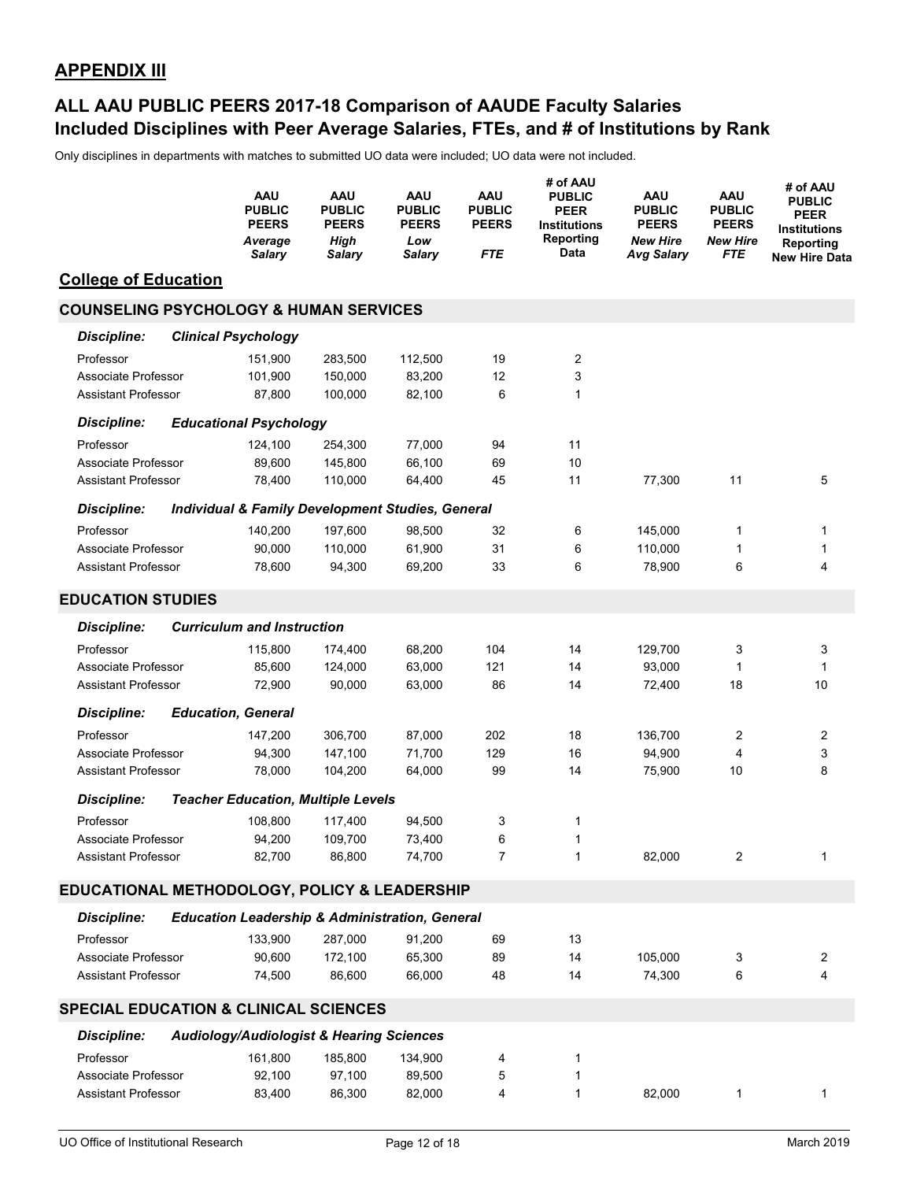## APPENDIX III

## ALL AAU PUBLIC PEERS 2017-18 Comparison of AAUDE Faculty Salaries
## Included Disciplines with Peer Average Salaries, FTEs, and # of Institutions by Rank

Only disciplines in departments with matches to submitted UO data were included; UO data were not included.

| | AAU PUBLIC PEERS *Average Salary* | AAU PUBLIC PEERS *High Salary* | AAU PUBLIC PEERS *Low Salary* | AAU PUBLIC PEERS *FTE* | # of AAU PUBLIC PEER Institutions Reporting Data | AAU PUBLIC PEERS *New Hire Avg Salary* | AAU PUBLIC PEERS *New Hire FTE* | # of AAU PUBLIC PEER Institutions Reporting New Hire Data |
|---|---|---|---|---|---|---|---|---|
| **College of Education** | | | | | | | | |
| **COUNSELING PSYCHOLOGY & HUMAN SERVICES** | | | | | | | | |
| ***Discipline: Clinical Psychology*** | | | | | | | | |
| Professor | 151,900 | 283,500 | 112,500 | 19 | 2 | | | |
| Associate Professor | 101,900 | 150,000 | 83,200 | 12 | 3 | | | |
| Assistant Professor | 87,800 | 100,000 | 82,100 | 6 | 1 | | | |
| ***Discipline: Educational Psychology*** | | | | | | | | |
| Professor | 124,100 | 254,300 | 77,000 | 94 | 11 | | | |
| Associate Professor | 89,600 | 145,800 | 66,100 | 69 | 10 | | | |
| Assistant Professor | 78,400 | 110,000 | 64,400 | 45 | 11 | 77,300 | 11 | 5 |
| ***Discipline: Individual & Family Development Studies, General*** | | | | | | | | |
| Professor | 140,200 | 197,600 | 98,500 | 32 | 6 | 145,000 | 1 | 1 |
| Associate Professor | 90,000 | 110,000 | 61,900 | 31 | 6 | 110,000 | 1 | 1 |
| Assistant Professor | 78,600 | 94,300 | 69,200 | 33 | 6 | 78,900 | 6 | 4 |
| **EDUCATION STUDIES** | | | | | | | | |
| ***Discipline: Curriculum and Instruction*** | | | | | | | | |
| Professor | 115,800 | 174,400 | 68,200 | 104 | 14 | 129,700 | 3 | 3 |
| Associate Professor | 85,600 | 124,000 | 63,000 | 121 | 14 | 93,000 | 1 | 1 |
| Assistant Professor | 72,900 | 90,000 | 63,000 | 86 | 14 | 72,400 | 18 | 10 |
| ***Discipline: Education, General*** | | | | | | | | |
| Professor | 147,200 | 306,700 | 87,000 | 202 | 18 | 136,700 | 2 | 2 |
| Associate Professor | 94,300 | 147,100 | 71,700 | 129 | 16 | 94,900 | 4 | 3 |
| Assistant Professor | 78,000 | 104,200 | 64,000 | 99 | 14 | 75,900 | 10 | 8 |
| ***Discipline: Teacher Education, Multiple Levels*** | | | | | | | | |
| Professor | 108,800 | 117,400 | 94,500 | 3 | 1 | | | |
| Associate Professor | 94,200 | 109,700 | 73,400 | 6 | 1 | | | |
| Assistant Professor | 82,700 | 86,800 | 74,700 | 7 | 1 | 82,000 | 2 | 1 |
| **EDUCATIONAL METHODOLOGY, POLICY & LEADERSHIP** | | | | | | | | |
| ***Discipline: Education Leadership & Administration, General*** | | | | | | | | |
| Professor | 133,900 | 287,000 | 91,200 | 69 | 13 | | | |
| Associate Professor | 90,600 | 172,100 | 65,300 | 89 | 14 | 105,000 | 3 | 2 |
| Assistant Professor | 74,500 | 86,600 | 66,000 | 48 | 14 | 74,300 | 6 | 4 |
| **SPECIAL EDUCATION & CLINICAL SCIENCES** | | | | | | | | |
| ***Discipline: Audiology/Audiologist & Hearing Sciences*** | | | | | | | | |
| Professor | 161,800 | 185,800 | 134,900 | 4 | 1 | | | |
| Associate Professor | 92,100 | 97,100 | 89,500 | 5 | 1 | | | |
| Assistant Professor | 83,400 | 86,300 | 82,000 | 4 | 1 | 82,000 | 1 | 1 |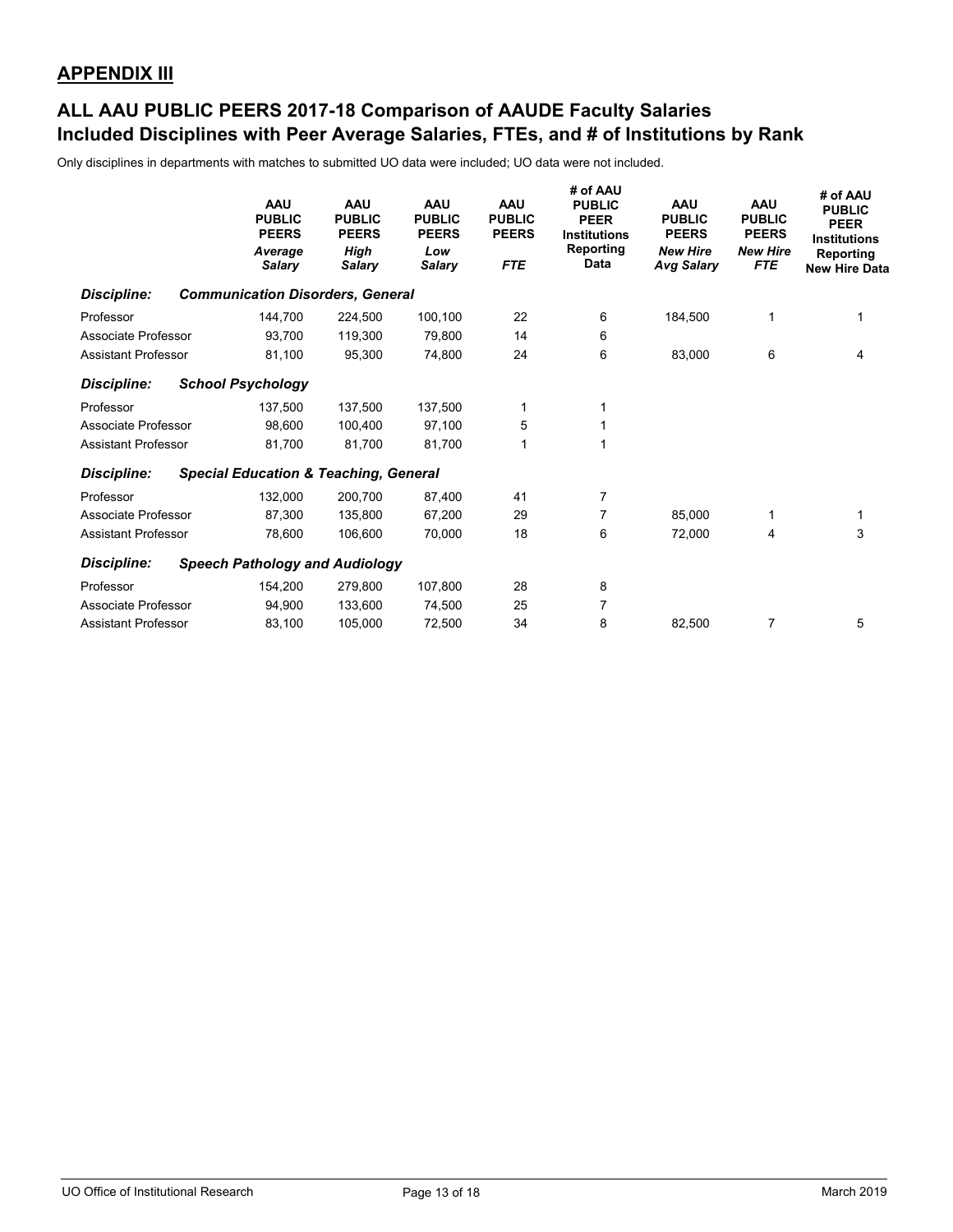## APPENDIX III

## ALL AAU PUBLIC PEERS 2017-18 Comparison of AAUDE Faculty Salaries Included Disciplines with Peer Average Salaries, FTEs, and # of Institutions by Rank

Only disciplines in departments with matches to submitted UO data were included; UO data were not included.

| | AAU PUBLIC PEERS *Average Salary* | AAU PUBLIC PEERS *High Salary* | AAU PUBLIC PEERS *Low Salary* | AAU PUBLIC PEERS *FTE* | # of AAU PUBLIC PEER Institutions Reporting Data | AAU PUBLIC PEERS *New Hire Avg Salary* | AAU PUBLIC PEERS *New Hire FTE* | # of AAU PUBLIC PEER Institutions Reporting New Hire Data |
|---|---|---|---|---|---|---|---|---|
| ***Discipline: Communication Disorders, General*** | | | | | | | | |
| Professor | 144,700 | 224,500 | 100,100 | 22 | 6 | 184,500 | 1 | 1 |
| Associate Professor | 93,700 | 119,300 | 79,800 | 14 | 6 | | | |
| Assistant Professor | 81,100 | 95,300 | 74,800 | 24 | 6 | 83,000 | 6 | 4 |
| ***Discipline: School Psychology*** | | | | | | | | |
| Professor | 137,500 | 137,500 | 137,500 | 1 | 1 | | | |
| Associate Professor | 98,600 | 100,400 | 97,100 | 5 | 1 | | | |
| Assistant Professor | 81,700 | 81,700 | 81,700 | 1 | 1 | | | |
| ***Discipline: Special Education & Teaching, General*** | | | | | | | | |
| Professor | 132,000 | 200,700 | 87,400 | 41 | 7 | | | |
| Associate Professor | 87,300 | 135,800 | 67,200 | 29 | 7 | 85,000 | 1 | 1 |
| Assistant Professor | 78,600 | 106,600 | 70,000 | 18 | 6 | 72,000 | 4 | 3 |
| ***Discipline: Speech Pathology and Audiology*** | | | | | | | | |
| Professor | 154,200 | 279,800 | 107,800 | 28 | 8 | | | |
| Associate Professor | 94,900 | 133,600 | 74,500 | 25 | 7 | | | |
| Assistant Professor | 83,100 | 105,000 | 72,500 | 34 | 8 | 82,500 | 7 | 5 |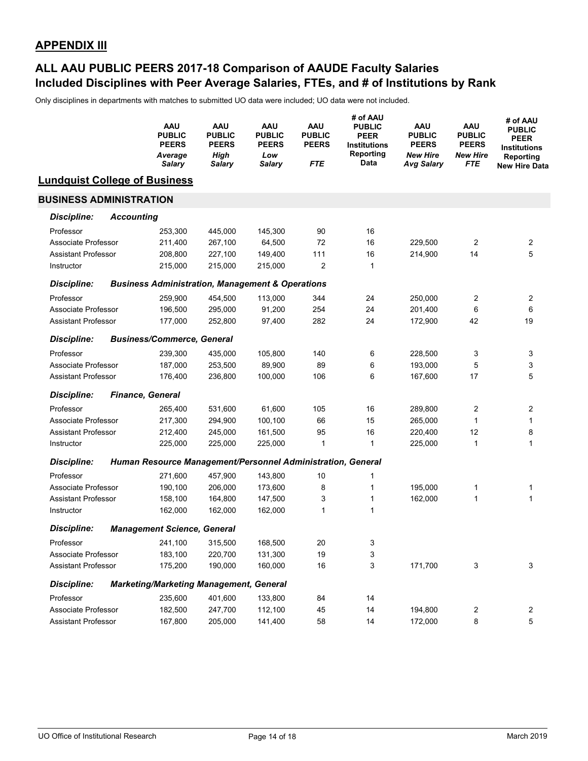## APPENDIX III

## ALL AAU PUBLIC PEERS 2017-18 Comparison of AAUDE Faculty Salaries
## Included Disciplines with Peer Average Salaries, FTEs, and # of Institutions by Rank

Only disciplines in departments with matches to submitted UO data were included; UO data were not included.

| | AAU PUBLIC PEERS *Average Salary* | AAU PUBLIC PEERS *High Salary* | AAU PUBLIC PEERS *Low Salary* | AAU PUBLIC PEERS *FTE* | # of AAU PUBLIC PEER Institutions Reporting Data | AAU PUBLIC PEERS *New Hire Avg Salary* | AAU PUBLIC PEERS *New Hire FTE* | # of AAU PUBLIC PEER Institutions Reporting New Hire Data |
|---|---|---|---|---|---|---|---|---|
| **Lundquist College of Business** | | | | | | | | |
| **BUSINESS ADMINISTRATION** | | | | | | | | |
| ***Discipline: Accounting*** | | | | | | | | |
| Professor | 253,300 | 445,000 | 145,300 | 90 | 16 | | | |
| Associate Professor | 211,400 | 267,100 | 64,500 | 72 | 16 | 229,500 | 2 | 2 |
| Assistant Professor | 208,800 | 227,100 | 149,400 | 111 | 16 | 214,900 | 14 | 5 |
| Instructor | 215,000 | 215,000 | 215,000 | 2 | 1 | | | |
| ***Discipline: Business Administration, Management & Operations*** | | | | | | | | |
| Professor | 259,900 | 454,500 | 113,000 | 344 | 24 | 250,000 | 2 | 2 |
| Associate Professor | 196,500 | 295,000 | 91,200 | 254 | 24 | 201,400 | 6 | 6 |
| Assistant Professor | 177,000 | 252,800 | 97,400 | 282 | 24 | 172,900 | 42 | 19 |
| ***Discipline: Business/Commerce, General*** | | | | | | | | |
| Professor | 239,300 | 435,000 | 105,800 | 140 | 6 | 228,500 | 3 | 3 |
| Associate Professor | 187,000 | 253,500 | 89,900 | 89 | 6 | 193,000 | 5 | 3 |
| Assistant Professor | 176,400 | 236,800 | 100,000 | 106 | 6 | 167,600 | 17 | 5 |
| ***Discipline: Finance, General*** | | | | | | | | |
| Professor | 265,400 | 531,600 | 61,600 | 105 | 16 | 289,800 | 2 | 2 |
| Associate Professor | 217,300 | 294,900 | 100,100 | 66 | 15 | 265,000 | 1 | 1 |
| Assistant Professor | 212,400 | 245,000 | 161,500 | 95 | 16 | 220,400 | 12 | 8 |
| Instructor | 225,000 | 225,000 | 225,000 | 1 | 1 | 225,000 | 1 | 1 |
| ***Discipline: Human Resource Management/Personnel Administration, General*** | | | | | | | | |
| Professor | 271,600 | 457,900 | 143,800 | 10 | 1 | | | |
| Associate Professor | 190,100 | 206,000 | 173,600 | 8 | 1 | 195,000 | 1 | 1 |
| Assistant Professor | 158,100 | 164,800 | 147,500 | 3 | 1 | 162,000 | 1 | 1 |
| Instructor | 162,000 | 162,000 | 162,000 | 1 | 1 | | | |
| ***Discipline: Management Science, General*** | | | | | | | | |
| Professor | 241,100 | 315,500 | 168,500 | 20 | 3 | | | |
| Associate Professor | 183,100 | 220,700 | 131,300 | 19 | 3 | | | |
| Assistant Professor | 175,200 | 190,000 | 160,000 | 16 | 3 | 171,700 | 3 | 3 |
| ***Discipline: Marketing/Marketing Management, General*** | | | | | | | | |
| Professor | 235,600 | 401,600 | 133,800 | 84 | 14 | | | |
| Associate Professor | 182,500 | 247,700 | 112,100 | 45 | 14 | 194,800 | 2 | 2 |
| Assistant Professor | 167,800 | 205,000 | 141,400 | 58 | 14 | 172,000 | 8 | 5 |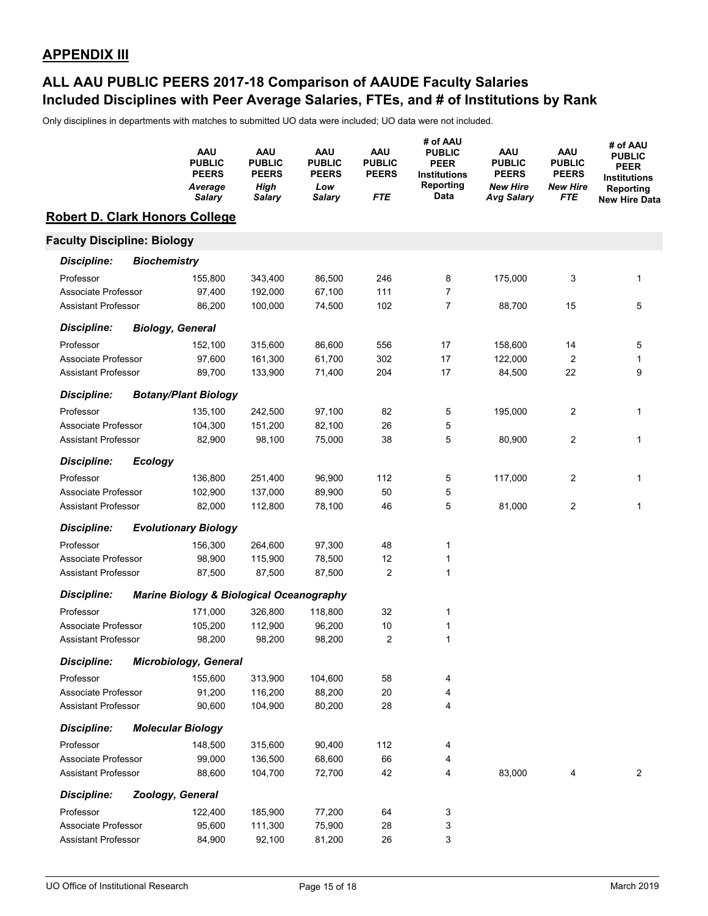## APPENDIX III

## ALL AAU PUBLIC PEERS 2017-18 Comparison of AAUDE Faculty Salaries
## Included Disciplines with Peer Average Salaries, FTEs, and # of Institutions by Rank

Only disciplines in departments with matches to submitted UO data were included; UO data were not included.

| | AAU PUBLIC PEERS *Average Salary* | AAU PUBLIC PEERS *High Salary* | AAU PUBLIC PEERS *Low Salary* | AAU PUBLIC PEERS *FTE* | # of AAU PUBLIC PEER Institutions Reporting Data | AAU PUBLIC PEERS *New Hire Avg Salary* | AAU PUBLIC PEERS *New Hire FTE* | # of AAU PUBLIC PEER Institutions Reporting New Hire Data |
|---|---|---|---|---|---|---|---|---|
| **Robert D. Clark Honors College** | | | | | | | | |
| **Faculty Discipline: Biology** | | | | | | | | |
| ***Discipline: Biochemistry*** | | | | | | | | |
| Professor | 155,800 | 343,400 | 86,500 | 246 | 8 | 175,000 | 3 | 1 |
| Associate Professor | 97,400 | 192,000 | 67,100 | 111 | 7 | | | |
| Assistant Professor | 86,200 | 100,000 | 74,500 | 102 | 7 | 88,700 | 15 | 5 |
| ***Discipline: Biology, General*** | | | | | | | | |
| Professor | 152,100 | 315,600 | 86,600 | 556 | 17 | 158,600 | 14 | 5 |
| Associate Professor | 97,600 | 161,300 | 61,700 | 302 | 17 | 122,000 | 2 | 1 |
| Assistant Professor | 89,700 | 133,900 | 71,400 | 204 | 17 | 84,500 | 22 | 9 |
| ***Discipline: Botany/Plant Biology*** | | | | | | | | |
| Professor | 135,100 | 242,500 | 97,100 | 82 | 5 | 195,000 | 2 | 1 |
| Associate Professor | 104,300 | 151,200 | 82,100 | 26 | 5 | | | |
| Assistant Professor | 82,900 | 98,100 | 75,000 | 38 | 5 | 80,900 | 2 | 1 |
| ***Discipline: Ecology*** | | | | | | | | |
| Professor | 136,800 | 251,400 | 96,900 | 112 | 5 | 117,000 | 2 | 1 |
| Associate Professor | 102,900 | 137,000 | 89,900 | 50 | 5 | | | |
| Assistant Professor | 82,000 | 112,800 | 78,100 | 46 | 5 | 81,000 | 2 | 1 |
| ***Discipline: Evolutionary Biology*** | | | | | | | | |
| Professor | 156,300 | 264,600 | 97,300 | 48 | 1 | | | |
| Associate Professor | 98,900 | 115,900 | 78,500 | 12 | 1 | | | |
| Assistant Professor | 87,500 | 87,500 | 87,500 | 2 | 1 | | | |
| ***Discipline: Marine Biology & Biological Oceanography*** | | | | | | | | |
| Professor | 171,000 | 326,800 | 118,800 | 32 | 1 | | | |
| Associate Professor | 105,200 | 112,900 | 96,200 | 10 | 1 | | | |
| Assistant Professor | 98,200 | 98,200 | 98,200 | 2 | 1 | | | |
| ***Discipline: Microbiology, General*** | | | | | | | | |
| Professor | 155,600 | 313,900 | 104,600 | 58 | 4 | | | |
| Associate Professor | 91,200 | 116,200 | 88,200 | 20 | 4 | | | |
| Assistant Professor | 90,600 | 104,900 | 80,200 | 28 | 4 | | | |
| ***Discipline: Molecular Biology*** | | | | | | | | |
| Professor | 148,500 | 315,600 | 90,400 | 112 | 4 | | | |
| Associate Professor | 99,000 | 136,500 | 68,600 | 66 | 4 | | | |
| Assistant Professor | 88,600 | 104,700 | 72,700 | 42 | 4 | 83,000 | 4 | 2 |
| ***Discipline: Zoology, General*** | | | | | | | | |
| Professor | 122,400 | 185,900 | 77,200 | 64 | 3 | | | |
| Associate Professor | 95,600 | 111,300 | 75,900 | 28 | 3 | | | |
| Assistant Professor | 84,900 | 92,100 | 81,200 | 26 | 3 | | | |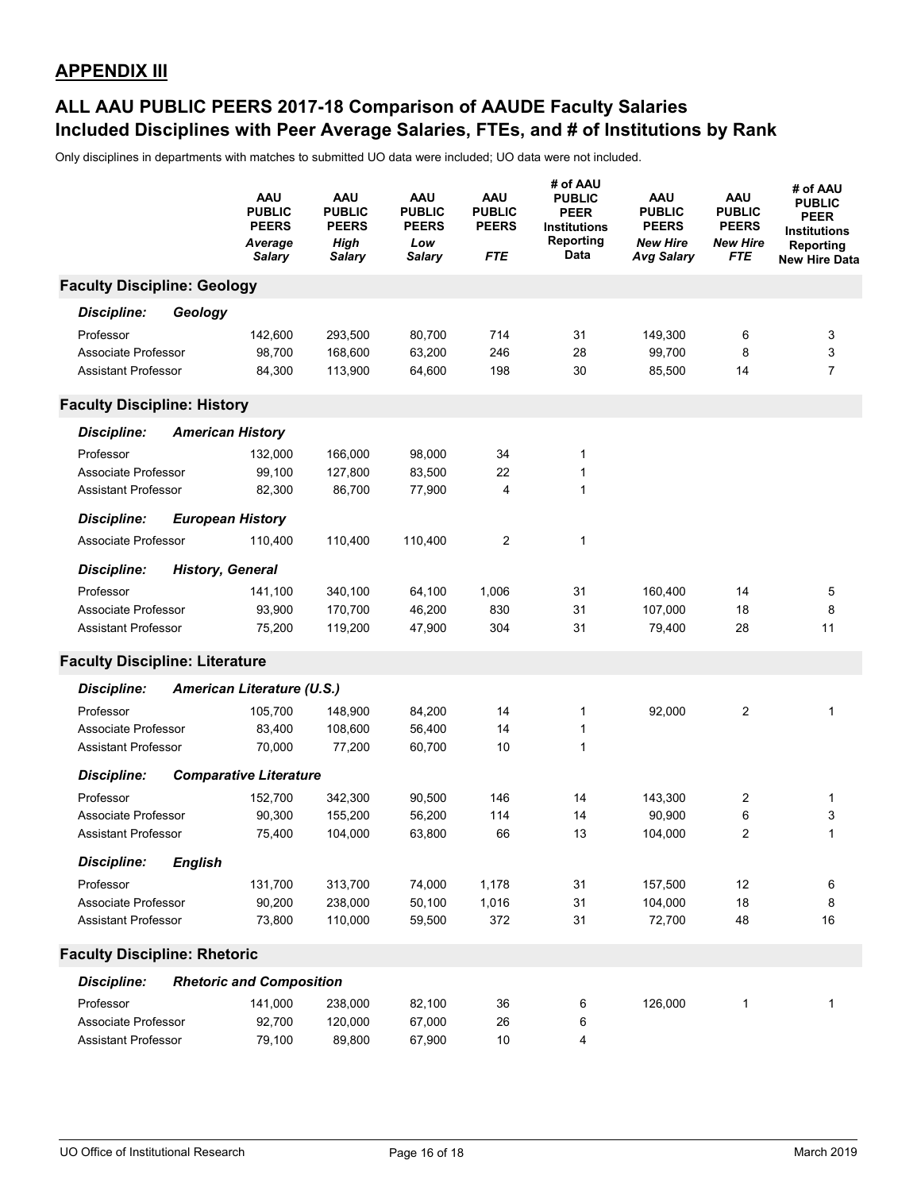## APPENDIX III

## ALL AAU PUBLIC PEERS 2017-18 Comparison of AAUDE Faculty Salaries Included Disciplines with Peer Average Salaries, FTEs, and # of Institutions by Rank

Only disciplines in departments with matches to submitted UO data were included; UO data were not included.

| | AAU PUBLIC PEERS *Average Salary* | AAU PUBLIC PEERS *High Salary* | AAU PUBLIC PEERS *Low Salary* | AAU PUBLIC PEERS *FTE* | # of AAU PUBLIC PEER Institutions Reporting Data | AAU PUBLIC PEERS *New Hire Avg Salary* | AAU PUBLIC PEERS *New Hire FTE* | # of AAU PUBLIC PEER Institutions Reporting New Hire Data |
|---|---|---|---|---|---|---|---|---|
| **Faculty Discipline: Geology** | | | | | | | | |
| ***Discipline: Geology*** | | | | | | | | |
| Professor | 142,600 | 293,500 | 80,700 | 714 | 31 | 149,300 | 6 | 3 |
| Associate Professor | 98,700 | 168,600 | 63,200 | 246 | 28 | 99,700 | 8 | 3 |
| Assistant Professor | 84,300 | 113,900 | 64,600 | 198 | 30 | 85,500 | 14 | 7 |
| **Faculty Discipline: History** | | | | | | | | |
| ***Discipline: American History*** | | | | | | | | |
| Professor | 132,000 | 166,000 | 98,000 | 34 | 1 | | | |
| Associate Professor | 99,100 | 127,800 | 83,500 | 22 | 1 | | | |
| Assistant Professor | 82,300 | 86,700 | 77,900 | 4 | 1 | | | |
| ***Discipline: European History*** | | | | | | | | |
| Associate Professor | 110,400 | 110,400 | 110,400 | 2 | 1 | | | |
| ***Discipline: History, General*** | | | | | | | | |
| Professor | 141,100 | 340,100 | 64,100 | 1,006 | 31 | 160,400 | 14 | 5 |
| Associate Professor | 93,900 | 170,700 | 46,200 | 830 | 31 | 107,000 | 18 | 8 |
| Assistant Professor | 75,200 | 119,200 | 47,900 | 304 | 31 | 79,400 | 28 | 11 |
| **Faculty Discipline: Literature** | | | | | | | | |
| ***Discipline: American Literature (U.S.)*** | | | | | | | | |
| Professor | 105,700 | 148,900 | 84,200 | 14 | 1 | 92,000 | 2 | 1 |
| Associate Professor | 83,400 | 108,600 | 56,400 | 14 | 1 | | | |
| Assistant Professor | 70,000 | 77,200 | 60,700 | 10 | 1 | | | |
| ***Discipline: Comparative Literature*** | | | | | | | | |
| Professor | 152,700 | 342,300 | 90,500 | 146 | 14 | 143,300 | 2 | 1 |
| Associate Professor | 90,300 | 155,200 | 56,200 | 114 | 14 | 90,900 | 6 | 3 |
| Assistant Professor | 75,400 | 104,000 | 63,800 | 66 | 13 | 104,000 | 2 | 1 |
| ***Discipline: English*** | | | | | | | | |
| Professor | 131,700 | 313,700 | 74,000 | 1,178 | 31 | 157,500 | 12 | 6 |
| Associate Professor | 90,200 | 238,000 | 50,100 | 1,016 | 31 | 104,000 | 18 | 8 |
| Assistant Professor | 73,800 | 110,000 | 59,500 | 372 | 31 | 72,700 | 48 | 16 |
| **Faculty Discipline: Rhetoric** | | | | | | | | |
| ***Discipline: Rhetoric and Composition*** | | | | | | | | |
| Professor | 141,000 | 238,000 | 82,100 | 36 | 6 | 126,000 | 1 | 1 |
| Associate Professor | 92,700 | 120,000 | 67,000 | 26 | 6 | | | |
| Assistant Professor | 79,100 | 89,800 | 67,900 | 10 | 4 | | | |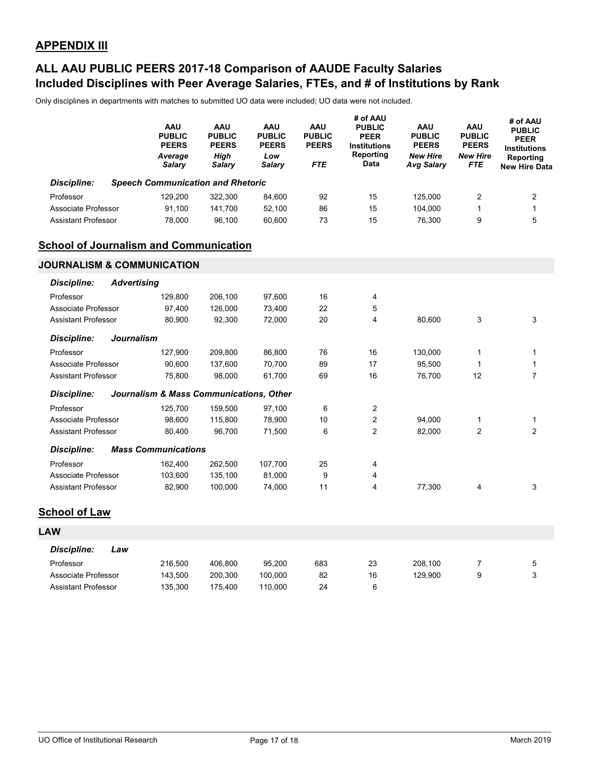## APPENDIX III

## ALL AAU PUBLIC PEERS 2017-18 Comparison of AAUDE Faculty Salaries
## Included Disciplines with Peer Average Salaries, FTEs, and # of Institutions by Rank

Only disciplines in departments with matches to submitted UO data were included; UO data were not included.

| | AAU PUBLIC PEERS *Average Salary* | AAU PUBLIC PEERS *High Salary* | AAU PUBLIC PEERS *Low Salary* | AAU PUBLIC PEERS *FTE* | # of AAU PUBLIC PEER Institutions Reporting Data | AAU PUBLIC PEERS *New Hire Avg Salary* | AAU PUBLIC PEERS *New Hire FTE* | # of AAU PUBLIC PEER Institutions Reporting New Hire Data |
|---|---|---|---|---|---|---|---|---|
| ***Discipline: Speech Communication and Rhetoric*** | | | | | | | | |
| Professor | 129,200 | 322,300 | 84,600 | 92 | 15 | 125,000 | 2 | 2 |
| Associate Professor | 91,100 | 141,700 | 52,100 | 86 | 15 | 104,000 | 1 | 1 |
| Assistant Professor | 78,000 | 96,100 | 60,600 | 73 | 15 | 76,300 | 9 | 5 |

### School of Journalism and Communication

**JOURNALISM & COMMUNICATION**

| | Average Salary | High Salary | Low Salary | FTE | # Institutions Reporting Data | New Hire Avg Salary | New Hire FTE | # Institutions Reporting New Hire Data |
|---|---|---|---|---|---|---|---|---|
| ***Discipline: Advertising*** | | | | | | | | |
| Professor | 129,800 | 206,100 | 97,600 | 16 | 4 | | | |
| Associate Professor | 97,400 | 126,000 | 73,400 | 22 | 5 | | | |
| Assistant Professor | 80,900 | 92,300 | 72,000 | 20 | 4 | 80,600 | 3 | 3 |
| ***Discipline: Journalism*** | | | | | | | | |
| Professor | 127,900 | 209,800 | 86,800 | 76 | 16 | 130,000 | 1 | 1 |
| Associate Professor | 90,600 | 137,600 | 70,700 | 89 | 17 | 95,500 | 1 | 1 |
| Assistant Professor | 75,800 | 98,000 | 61,700 | 69 | 16 | 76,700 | 12 | 7 |
| ***Discipline: Journalism & Mass Communications, Other*** | | | | | | | | |
| Professor | 125,700 | 159,500 | 97,100 | 6 | 2 | | | |
| Associate Professor | 98,600 | 115,800 | 78,900 | 10 | 2 | 94,000 | 1 | 1 |
| Assistant Professor | 80,400 | 96,700 | 71,500 | 6 | 2 | 82,000 | 2 | 2 |
| ***Discipline: Mass Communications*** | | | | | | | | |
| Professor | 162,400 | 262,500 | 107,700 | 25 | 4 | | | |
| Associate Professor | 103,600 | 135,100 | 81,000 | 9 | 4 | | | |
| Assistant Professor | 82,900 | 100,000 | 74,000 | 11 | 4 | 77,300 | 4 | 3 |

### School of Law

**LAW**

| | Average Salary | High Salary | Low Salary | FTE | # Institutions Reporting Data | New Hire Avg Salary | New Hire FTE | # Institutions Reporting New Hire Data |
|---|---|---|---|---|---|---|---|---|
| ***Discipline: Law*** | | | | | | | | |
| Professor | 216,500 | 406,800 | 95,200 | 683 | 23 | 208,100 | 7 | 5 |
| Associate Professor | 143,500 | 200,300 | 100,000 | 82 | 16 | 129,900 | 9 | 3 |
| Assistant Professor | 135,300 | 175,400 | 110,000 | 24 | 6 | | | |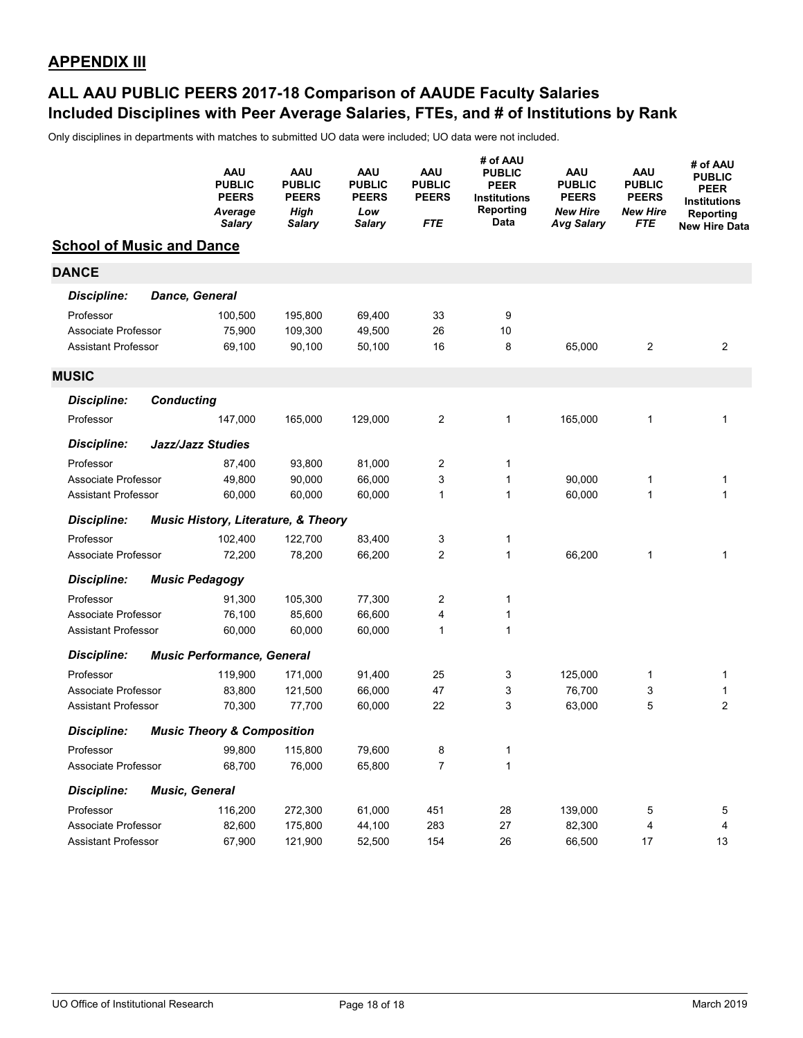## APPENDIX III

## ALL AAU PUBLIC PEERS 2017-18 Comparison of AAUDE Faculty Salaries
## Included Disciplines with Peer Average Salaries, FTEs, and # of Institutions by Rank

Only disciplines in departments with matches to submitted UO data were included; UO data were not included.

| | AAU PUBLIC PEERS *Average Salary* | AAU PUBLIC PEERS *High Salary* | AAU PUBLIC PEERS *Low Salary* | AAU PUBLIC PEERS *FTE* | # of AAU PUBLIC PEER Institutions Reporting Data | AAU PUBLIC PEERS *New Hire Avg Salary* | AAU PUBLIC PEERS *New Hire FTE* | # of AAU PUBLIC PEER Institutions Reporting New Hire Data |
|---|---|---|---|---|---|---|---|---|
| **School of Music and Dance** | | | | | | | | |
| **DANCE** | | | | | | | | |
| ***Discipline: Dance, General*** | | | | | | | | |
| Professor | 100,500 | 195,800 | 69,400 | 33 | 9 | | | |
| Associate Professor | 75,900 | 109,300 | 49,500 | 26 | 10 | | | |
| Assistant Professor | 69,100 | 90,100 | 50,100 | 16 | 8 | 65,000 | 2 | 2 |
| **MUSIC** | | | | | | | | |
| ***Discipline: Conducting*** | | | | | | | | |
| Professor | 147,000 | 165,000 | 129,000 | 2 | 1 | 165,000 | 1 | 1 |
| ***Discipline: Jazz/Jazz Studies*** | | | | | | | | |
| Professor | 87,400 | 93,800 | 81,000 | 2 | 1 | | | |
| Associate Professor | 49,800 | 90,000 | 66,000 | 3 | 1 | 90,000 | 1 | 1 |
| Assistant Professor | 60,000 | 60,000 | 60,000 | 1 | 1 | 60,000 | 1 | 1 |
| ***Discipline: Music History, Literature, & Theory*** | | | | | | | | |
| Professor | 102,400 | 122,700 | 83,400 | 3 | 1 | | | |
| Associate Professor | 72,200 | 78,200 | 66,200 | 2 | 1 | 66,200 | 1 | 1 |
| ***Discipline: Music Pedagogy*** | | | | | | | | |
| Professor | 91,300 | 105,300 | 77,300 | 2 | 1 | | | |
| Associate Professor | 76,100 | 85,600 | 66,600 | 4 | 1 | | | |
| Assistant Professor | 60,000 | 60,000 | 60,000 | 1 | 1 | | | |
| ***Discipline: Music Performance, General*** | | | | | | | | |
| Professor | 119,900 | 171,000 | 91,400 | 25 | 3 | 125,000 | 1 | 1 |
| Associate Professor | 83,800 | 121,500 | 66,000 | 47 | 3 | 76,700 | 3 | 1 |
| Assistant Professor | 70,300 | 77,700 | 60,000 | 22 | 3 | 63,000 | 5 | 2 |
| ***Discipline: Music Theory & Composition*** | | | | | | | | |
| Professor | 99,800 | 115,800 | 79,600 | 8 | 1 | | | |
| Associate Professor | 68,700 | 76,000 | 65,800 | 7 | 1 | | | |
| ***Discipline: Music, General*** | | | | | | | | |
| Professor | 116,200 | 272,300 | 61,000 | 451 | 28 | 139,000 | 5 | 5 |
| Associate Professor | 82,600 | 175,800 | 44,100 | 283 | 27 | 82,300 | 4 | 4 |
| Assistant Professor | 67,900 | 121,900 | 52,500 | 154 | 26 | 66,500 | 17 | 13 |